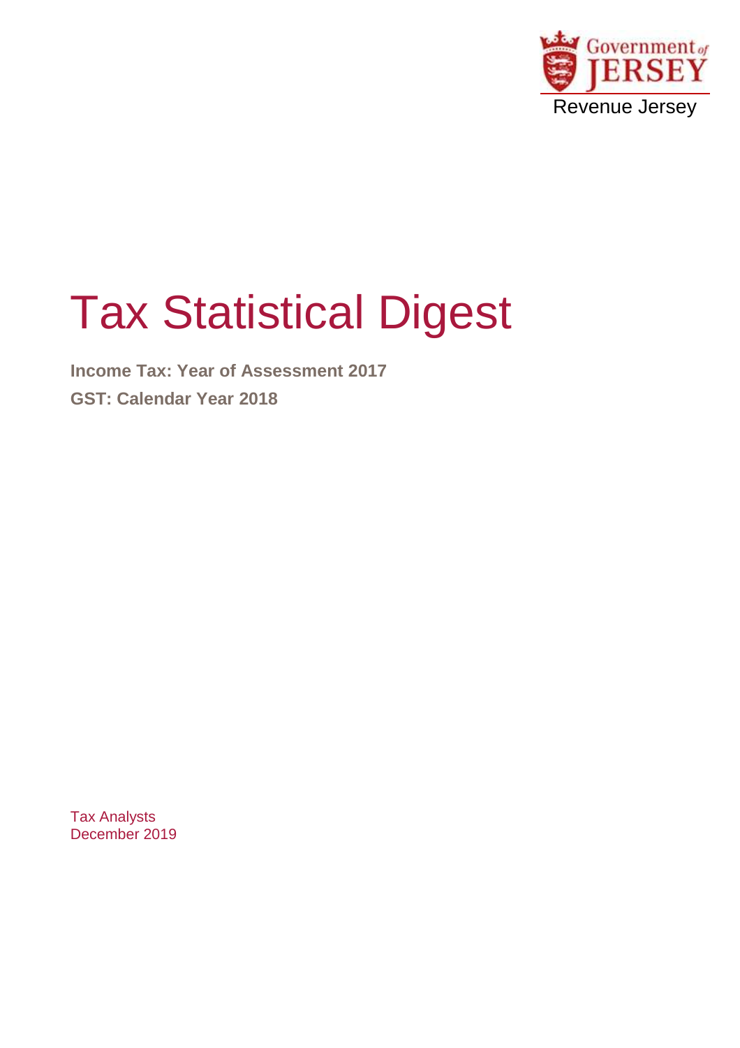Government of JERSEY

Revenue Jersey

# Tax Statistical Digest

**Income Tax: Year of Assessment 2017**

**GST: Calendar Year 2018**

Tax Analysts
December 2019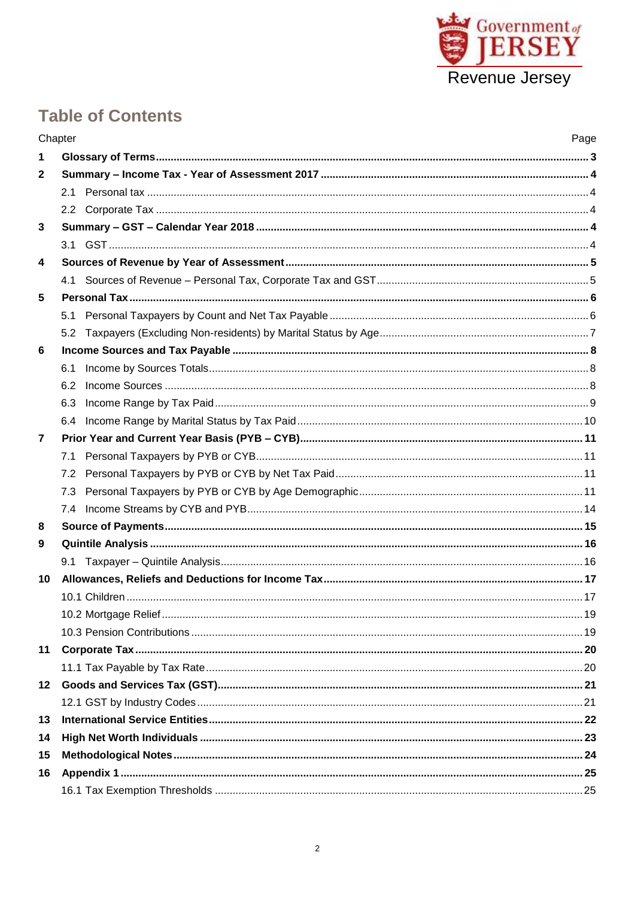Government of JERSEY

Revenue Jersey

# Table of Contents

| Chapter | | Page |
|---|---|---|
| **1** | **Glossary of Terms** | **3** |
| **2** | **Summary – Income Tax - Year of Assessment 2017** | **4** |
| | 2.1 Personal tax | 4 |
| | 2.2 Corporate Tax | 4 |
| **3** | **Summary – GST – Calendar Year 2018** | **4** |
| | 3.1 GST | 4 |
| **4** | **Sources of Revenue by Year of Assessment** | **5** |
| | 4.1 Sources of Revenue – Personal Tax, Corporate Tax and GST | 5 |
| **5** | **Personal Tax** | **6** |
| | 5.1 Personal Taxpayers by Count and Net Tax Payable | 6 |
| | 5.2 Taxpayers (Excluding Non-residents) by Marital Status by Age | 7 |
| **6** | **Income Sources and Tax Payable** | **8** |
| | 6.1 Income by Sources Totals | 8 |
| | 6.2 Income Sources | 8 |
| | 6.3 Income Range by Tax Paid | 9 |
| | 6.4 Income Range by Marital Status by Tax Paid | 10 |
| **7** | **Prior Year and Current Year Basis (PYB – CYB)** | **11** |
| | 7.1 Personal Taxpayers by PYB or CYB | 11 |
| | 7.2 Personal Taxpayers by PYB or CYB by Net Tax Paid | 11 |
| | 7.3 Personal Taxpayers by PYB or CYB by Age Demographic | 11 |
| | 7.4 Income Streams by CYB and PYB | 14 |
| **8** | **Source of Payments** | **15** |
| **9** | **Quintile Analysis** | **16** |
| | 9.1 Taxpayer – Quintile Analysis | 16 |
| **10** | **Allowances, Reliefs and Deductions for Income Tax** | **17** |
| | 10.1 Children | 17 |
| | 10.2 Mortgage Relief | 19 |
| | 10.3 Pension Contributions | 19 |
| **11** | **Corporate Tax** | **20** |
| | 11.1 Tax Payable by Tax Rate | 20 |
| **12** | **Goods and Services Tax (GST)** | **21** |
| | 12.1 GST by Industry Codes | 21 |
| **13** | **International Service Entities** | **22** |
| **14** | **High Net Worth Individuals** | **23** |
| **15** | **Methodological Notes** | **24** |
| **16** | **Appendix 1** | **25** |
| | 16.1 Tax Exemption Thresholds | 25 |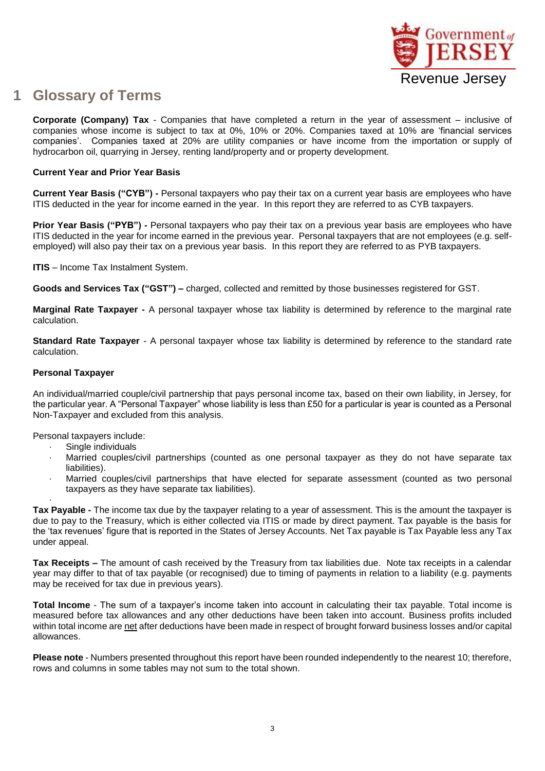# 1 Glossary of Terms

**Corporate (Company) Tax** - Companies that have completed a return in the year of assessment – inclusive of companies whose income is subject to tax at 0%, 10% or 20%. Companies taxed at 10% are 'financial services companies'. Companies taxed at 20% are utility companies or have income from the importation or supply of hydrocarbon oil, quarrying in Jersey, renting land/property and or property development.

**Current Year and Prior Year Basis**

**Current Year Basis ("CYB") -** Personal taxpayers who pay their tax on a current year basis are employees who have ITIS deducted in the year for income earned in the year. In this report they are referred to as CYB taxpayers.

**Prior Year Basis ("PYB") -** Personal taxpayers who pay their tax on a previous year basis are employees who have ITIS deducted in the year for income earned in the previous year. Personal taxpayers that are not employees (e.g. self-employed) will also pay their tax on a previous year basis. In this report they are referred to as PYB taxpayers.

**ITIS** – Income Tax Instalment System.

**Goods and Services Tax ("GST") –** charged, collected and remitted by those businesses registered for GST.

**Marginal Rate Taxpayer -** A personal taxpayer whose tax liability is determined by reference to the marginal rate calculation.

**Standard Rate Taxpayer** - A personal taxpayer whose tax liability is determined by reference to the standard rate calculation.

**Personal Taxpayer**

An individual/married couple/civil partnership that pays personal income tax, based on their own liability, in Jersey, for the particular year. A "Personal Taxpayer" whose liability is less than £50 for a particular is year is counted as a Personal Non-Taxpayer and excluded from this analysis.

Personal taxpayers include:

- Single individuals
- Married couples/civil partnerships (counted as one personal taxpayer as they do not have separate tax liabilities).
- Married couples/civil partnerships that have elected for separate assessment (counted as two personal taxpayers as they have separate tax liabilities).

**Tax Payable -** The income tax due by the taxpayer relating to a year of assessment. This is the amount the taxpayer is due to pay to the Treasury, which is either collected via ITIS or made by direct payment. Tax payable is the basis for the 'tax revenues' figure that is reported in the States of Jersey Accounts. Net Tax payable is Tax Payable less any Tax under appeal.

**Tax Receipts –** The amount of cash received by the Treasury from tax liabilities due. Note tax receipts in a calendar year may differ to that of tax payable (or recognised) due to timing of payments in relation to a liability (e.g. payments may be received for tax due in previous years).

**Total Income** - The sum of a taxpayer's income taken into account in calculating their tax payable. Total income is measured before tax allowances and any other deductions have been taken into account. Business profits included within total income are net after deductions have been made in respect of brought forward business losses and/or capital allowances.

**Please note** - Numbers presented throughout this report have been rounded independently to the nearest 10; therefore, rows and columns in some tables may not sum to the total shown.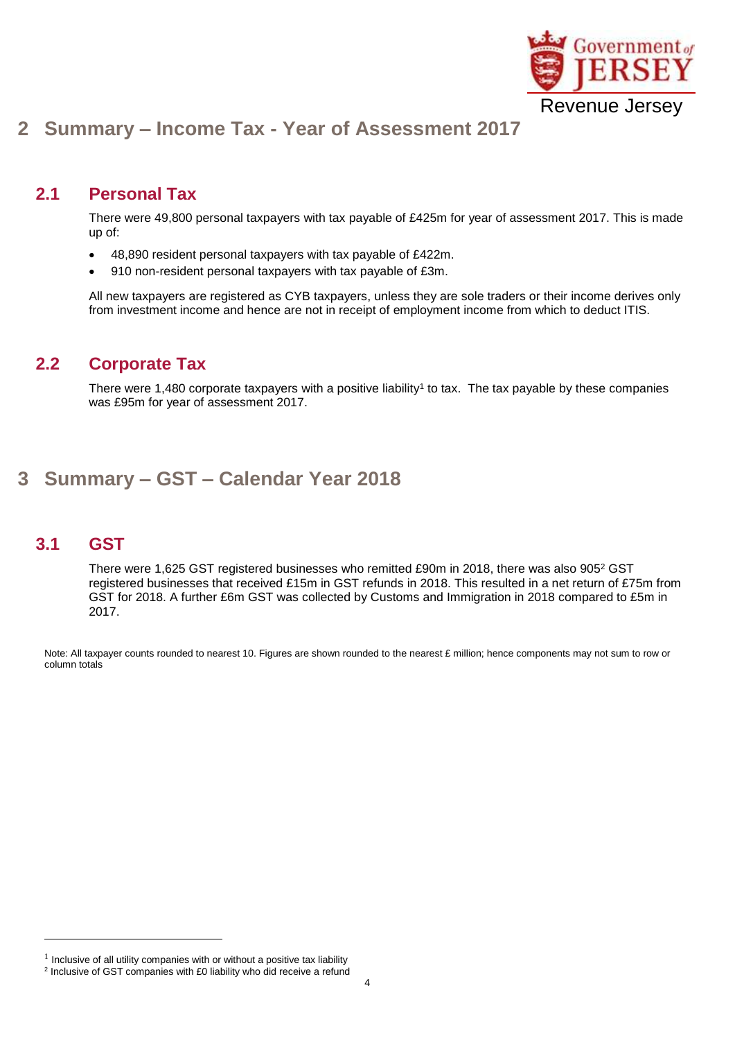# 2 Summary – Income Tax - Year of Assessment 2017

## 2.1 Personal Tax

There were 49,800 personal taxpayers with tax payable of £425m for year of assessment 2017. This is made up of:

- 48,890 resident personal taxpayers with tax payable of £422m.
- 910 non-resident personal taxpayers with tax payable of £3m.

All new taxpayers are registered as CYB taxpayers, unless they are sole traders or their income derives only from investment income and hence are not in receipt of employment income from which to deduct ITIS.

## 2.2 Corporate Tax

There were 1,480 corporate taxpayers with a positive liability[1] to tax. The tax payable by these companies was £95m for year of assessment 2017.

# 3 Summary – GST – Calendar Year 2018

## 3.1 GST

There were 1,625 GST registered businesses who remitted £90m in 2018, there was also 905[2] GST registered businesses that received £15m in GST refunds in 2018. This resulted in a net return of £75m from GST for 2018. A further £6m GST was collected by Customs and Immigration in 2018 compared to £5m in 2017.

Note: All taxpayer counts rounded to nearest 10. Figures are shown rounded to the nearest £ million; hence components may not sum to row or column totals

---

[1] Inclusive of all utility companies with or without a positive tax liability

[2] Inclusive of GST companies with £0 liability who did receive a refund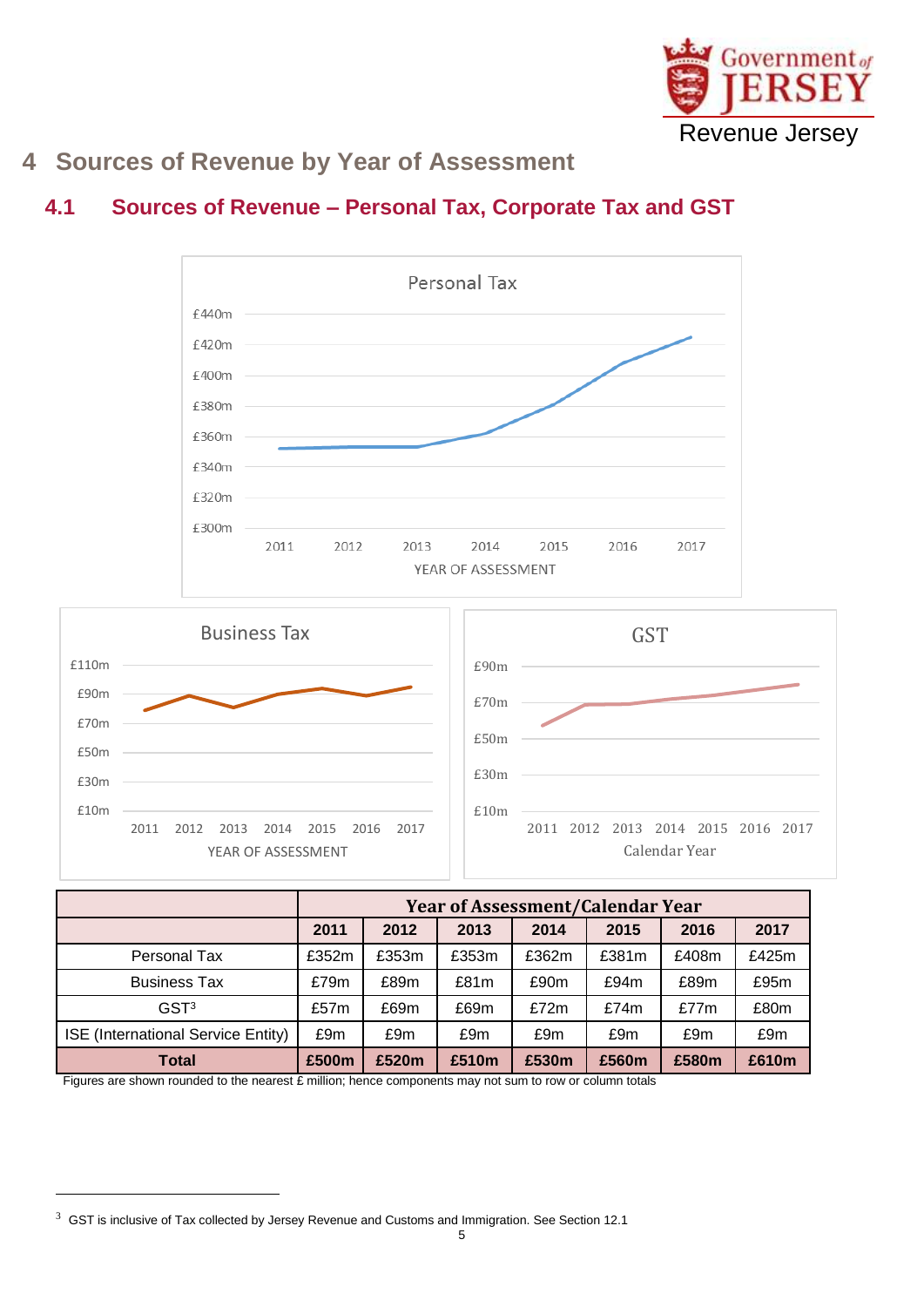# 4 Sources of Revenue by Year of Assessment

## 4.1 Sources of Revenue – Personal Tax, Corporate Tax and GST

| | Year of Assessment/Calendar Year | | | | | | |
|---|---|---|---|---|---|---|---|
| | 2011 | 2012 | 2013 | 2014 | 2015 | 2016 | 2017 |
| Personal Tax | £352m | £353m | £353m | £362m | £381m | £408m | £425m |
| Business Tax | £79m | £89m | £81m | £90m | £94m | £89m | £95m |
| GST[3] | £57m | £69m | £69m | £72m | £74m | £77m | £80m |
| ISE (International Service Entity) | £9m | £9m | £9m | £9m | £9m | £9m | £9m |
| **Total** | **£500m** | **£520m** | **£510m** | **£530m** | **£560m** | **£580m** | **£610m** |

Figures are shown rounded to the nearest £ million; hence components may not sum to row or column totals

[3] GST is inclusive of Tax collected by Jersey Revenue and Customs and Immigration. See Section 12.1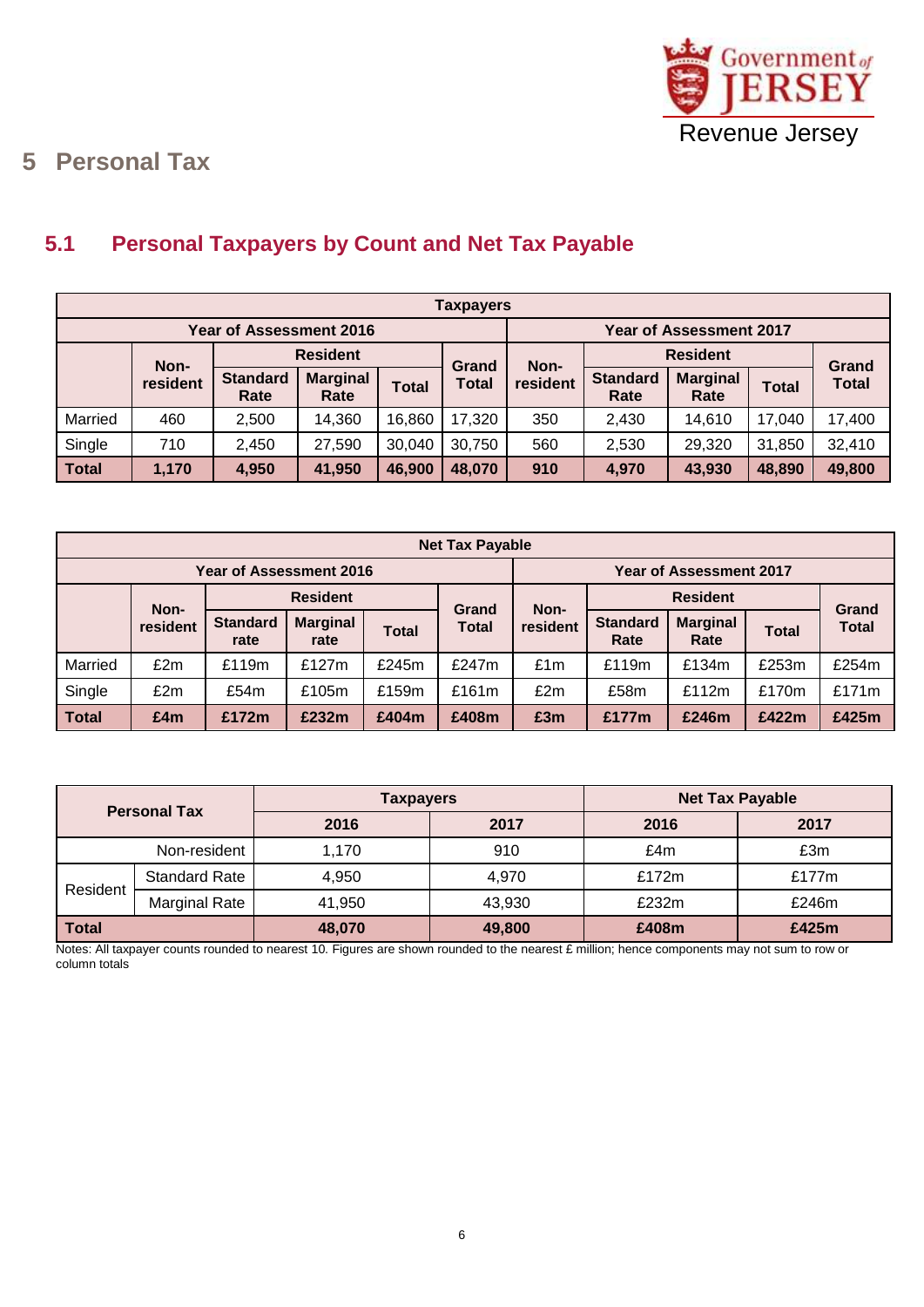# 5 Personal Tax

## 5.1 Personal Taxpayers by Count and Net Tax Payable

| Taxpayers | | | | | | | | | | |
|---|---|---|---|---|---|---|---|---|---|---|
| | Year of Assessment 2016 | | | | | Year of Assessment 2017 | | | | |
| | Non-resident | Resident | | | Grand Total | Non-resident | Resident | | | Grand Total |
| | | Standard Rate | Marginal Rate | Total | | | Standard Rate | Marginal Rate | Total | |
| Married | 460 | 2,500 | 14,360 | 16,860 | 17,320 | 350 | 2,430 | 14,610 | 17,040 | 17,400 |
| Single | 710 | 2,450 | 27,590 | 30,040 | 30,750 | 560 | 2,530 | 29,320 | 31,850 | 32,410 |
| **Total** | **1,170** | **4,950** | **41,950** | **46,900** | **48,070** | **910** | **4,970** | **43,930** | **48,890** | **49,800** |

| Net Tax Payable | | | | | | | | | | |
|---|---|---|---|---|---|---|---|---|---|---|
| | Year of Assessment 2016 | | | | | Year of Assessment 2017 | | | | |
| | Non-resident | Resident | | | Grand Total | Non-resident | Resident | | | Grand Total |
| | | Standard rate | Marginal rate | Total | | | Standard Rate | Marginal Rate | Total | |
| Married | £2m | £119m | £127m | £245m | £247m | £1m | £119m | £134m | £253m | £254m |
| Single | £2m | £54m | £105m | £159m | £161m | £2m | £58m | £112m | £170m | £171m |
| **Total** | **£4m** | **£172m** | **£232m** | **£404m** | **£408m** | **£3m** | **£177m** | **£246m** | **£422m** | **£425m** |

| Personal Tax | | Taxpayers | | Net Tax Payable | |
|---|---|---|---|---|---|
| | | 2016 | 2017 | 2016 | 2017 |
| Non-resident | | 1,170 | 910 | £4m | £3m |
| Resident | Standard Rate | 4,950 | 4,970 | £172m | £177m |
| | Marginal Rate | 41,950 | 43,930 | £232m | £246m |
| **Total** | | **48,070** | **49,800** | **£408m** | **£425m** |

Notes: All taxpayer counts rounded to nearest 10. Figures are shown rounded to the nearest £ million; hence components may not sum to row or column totals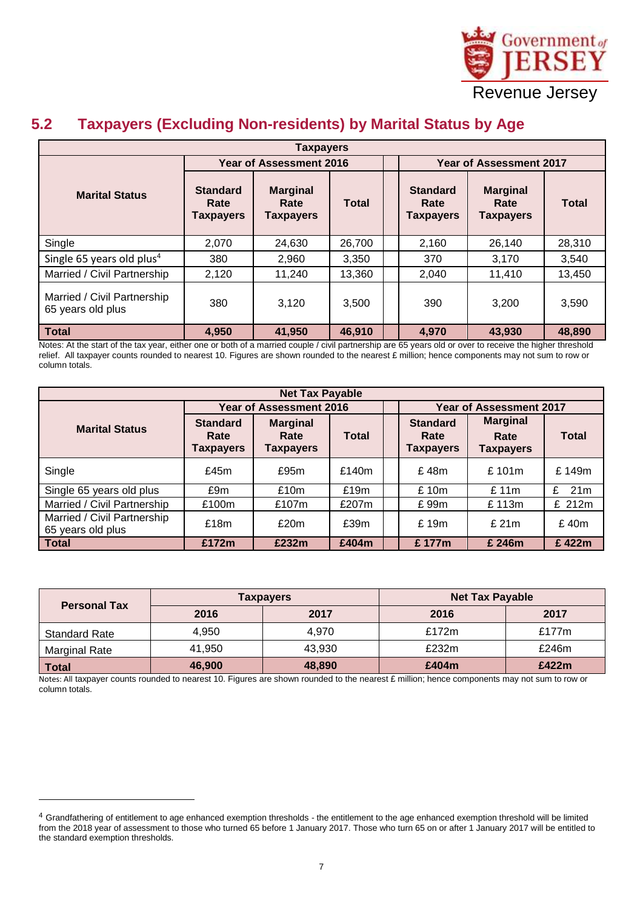## 5.2 Taxpayers (Excluding Non-residents) by Marital Status by Age

| Taxpayers | | | | | | |
|---|---|---|---|---|---|---|
| Marital Status | Year of Assessment 2016 | | | Year of Assessment 2017 | | |
| | Standard Rate Taxpayers | Marginal Rate Taxpayers | Total | Standard Rate Taxpayers | Marginal Rate Taxpayers | Total |
| Single | 2,070 | 24,630 | 26,700 | 2,160 | 26,140 | 28,310 |
| Single 65 years old plus[4] | 380 | 2,960 | 3,350 | 370 | 3,170 | 3,540 |
| Married / Civil Partnership | 2,120 | 11,240 | 13,360 | 2,040 | 11,410 | 13,450 |
| Married / Civil Partnership 65 years old plus | 380 | 3,120 | 3,500 | 390 | 3,200 | 3,590 |
| **Total** | **4,950** | **41,950** | **46,910** | **4,970** | **43,930** | **48,890** |

Notes: At the start of the tax year, either one or both of a married couple / civil partnership are 65 years old or over to receive the higher threshold relief. All taxpayer counts rounded to nearest 10. Figures are shown rounded to the nearest £ million; hence components may not sum to row or column totals.

| Net Tax Payable | | | | | | |
|---|---|---|---|---|---|---|
| Marital Status | Year of Assessment 2016 | | | Year of Assessment 2017 | | |
| | Standard Rate Taxpayers | Marginal Rate Taxpayers | Total | Standard Rate Taxpayers | Marginal Rate Taxpayers | Total |
| Single | £45m | £95m | £140m | £ 48m | £ 101m | £ 149m |
| Single 65 years old plus | £9m | £10m | £19m | £ 10m | £ 11m | £ 21m |
| Married / Civil Partnership | £100m | £107m | £207m | £ 99m | £ 113m | £ 212m |
| Married / Civil Partnership 65 years old plus | £18m | £20m | £39m | £ 19m | £ 21m | £ 40m |
| **Total** | **£172m** | **£232m** | **£404m** | **£ 177m** | **£ 246m** | **£ 422m** |

| Personal Tax | Taxpayers | | Net Tax Payable | |
|---|---|---|---|---|
| | 2016 | 2017 | 2016 | 2017 |
| Standard Rate | 4,950 | 4,970 | £172m | £177m |
| Marginal Rate | 41,950 | 43,930 | £232m | £246m |
| **Total** | **46,900** | **48,890** | **£404m** | **£422m** |

Notes: All taxpayer counts rounded to nearest 10. Figures are shown rounded to the nearest £ million; hence components may not sum to row or column totals.

---

[4] Grandfathering of entitlement to age enhanced exemption thresholds - the entitlement to the age enhanced exemption threshold will be limited from the 2018 year of assessment to those who turned 65 before 1 January 2017. Those who turn 65 on or after 1 January 2017 will be entitled to the standard exemption thresholds.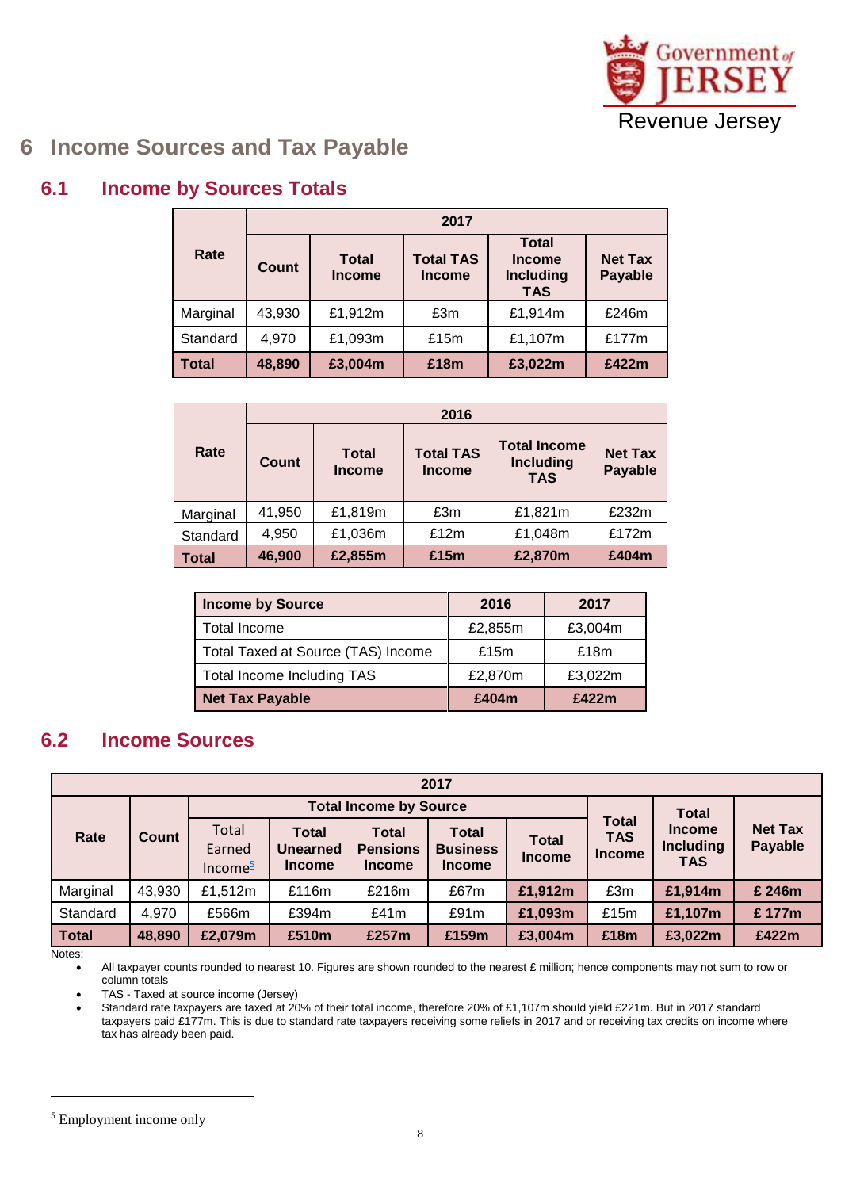# 6 Income Sources and Tax Payable

## 6.1 Income by Sources Totals

| Rate | 2017 | | | | |
|---|---|---|---|---|---|
| | Count | Total Income | Total TAS Income | Total Income Including TAS | Net Tax Payable |
| Marginal | 43,930 | £1,912m | £3m | £1,914m | £246m |
| Standard | 4,970 | £1,093m | £15m | £1,107m | £177m |
| **Total** | **48,890** | **£3,004m** | **£18m** | **£3,022m** | **£422m** |

| Rate | 2016 | | | | |
|---|---|---|---|---|---|
| | Count | Total Income | Total TAS Income | Total Income Including TAS | Net Tax Payable |
| Marginal | 41,950 | £1,819m | £3m | £1,821m | £232m |
| Standard | 4,950 | £1,036m | £12m | £1,048m | £172m |
| **Total** | **46,900** | **£2,855m** | **£15m** | **£2,870m** | **£404m** |

| Income by Source | 2016 | 2017 |
|---|---|---|
| Total Income | £2,855m | £3,004m |
| Total Taxed at Source (TAS) Income | £15m | £18m |
| Total Income Including TAS | £2,870m | £3,022m |
| **Net Tax Payable** | **£404m** | **£422m** |

## 6.2 Income Sources

| Rate | Count | 2017 | | | | | | | |
|---|---|---|---|---|---|---|---|---|---|
| | | Total Income by Source | | | | | | | |
| | | Total Earned Income[5] | Total Unearned Income | Total Pensions Income | Total Business Income | Total Income | Total TAS Income | Total Income Including TAS | Net Tax Payable |
| Marginal | 43,930 | £1,512m | £116m | £216m | £67m | **£1,912m** | £3m | **£1,914m** | **£ 246m** |
| Standard | 4,970 | £566m | £394m | £41m | £91m | **£1,093m** | £15m | **£1,107m** | **£ 177m** |
| **Total** | **48,890** | **£2,079m** | **£510m** | **£257m** | **£159m** | **£3,004m** | **£18m** | **£3,022m** | **£422m** |

Notes:

- All taxpayer counts rounded to nearest 10. Figures are shown rounded to the nearest £ million; hence components may not sum to row or column totals
- TAS - Taxed at source income (Jersey)
- Standard rate taxpayers are taxed at 20% of their total income, therefore 20% of £1,107m should yield £221m. But in 2017 standard taxpayers paid £177m. This is due to standard rate taxpayers receiving some reliefs in 2017 and or receiving tax credits on income where tax has already been paid.

[5] Employment income only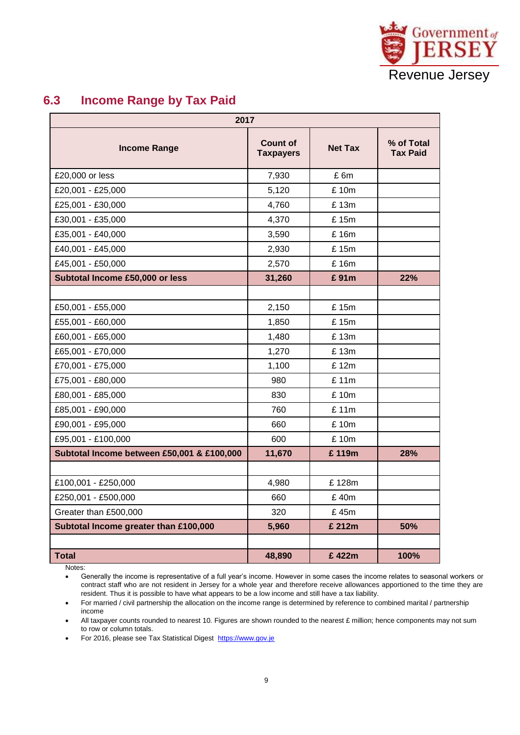## 6.3 Income Range by Tax Paid

| 2017 | | | |
|---|---|---|---|
| **Income Range** | **Count of Taxpayers** | **Net Tax** | **% of Total Tax Paid** |
| £20,000 or less | 7,930 | £ 6m | |
| £20,001 - £25,000 | 5,120 | £ 10m | |
| £25,001 - £30,000 | 4,760 | £ 13m | |
| £30,001 - £35,000 | 4,370 | £ 15m | |
| £35,001 - £40,000 | 3,590 | £ 16m | |
| £40,001 - £45,000 | 2,930 | £ 15m | |
| £45,001 - £50,000 | 2,570 | £ 16m | |
| **Subtotal Income £50,000 or less** | **31,260** | **£ 91m** | **22%** |
| | | | |
| £50,001 - £55,000 | 2,150 | £ 15m | |
| £55,001 - £60,000 | 1,850 | £ 15m | |
| £60,001 - £65,000 | 1,480 | £ 13m | |
| £65,001 - £70,000 | 1,270 | £ 13m | |
| £70,001 - £75,000 | 1,100 | £ 12m | |
| £75,001 - £80,000 | 980 | £ 11m | |
| £80,001 - £85,000 | 830 | £ 10m | |
| £85,001 - £90,000 | 760 | £ 11m | |
| £90,001 - £95,000 | 660 | £ 10m | |
| £95,001 - £100,000 | 600 | £ 10m | |
| **Subtotal Income between £50,001 & £100,000** | **11,670** | **£ 119m** | **28%** |
| | | | |
| £100,001 - £250,000 | 4,980 | £ 128m | |
| £250,001 - £500,000 | 660 | £ 40m | |
| Greater than £500,000 | 320 | £ 45m | |
| **Subtotal Income greater than £100,000** | **5,960** | **£ 212m** | **50%** |
| | | | |
| **Total** | **48,890** | **£ 422m** | **100%** |

Notes:

- Generally the income is representative of a full year's income. However in some cases the income relates to seasonal workers or contract staff who are not resident in Jersey for a whole year and therefore receive allowances apportioned to the time they are resident. Thus it is possible to have what appears to be a low income and still have a tax liability.
- For married / civil partnership the allocation on the income range is determined by reference to combined marital / partnership income
- All taxpayer counts rounded to nearest 10. Figures are shown rounded to the nearest £ million; hence components may not sum to row or column totals.
- For 2016, please see Tax Statistical Digest https://www.gov.je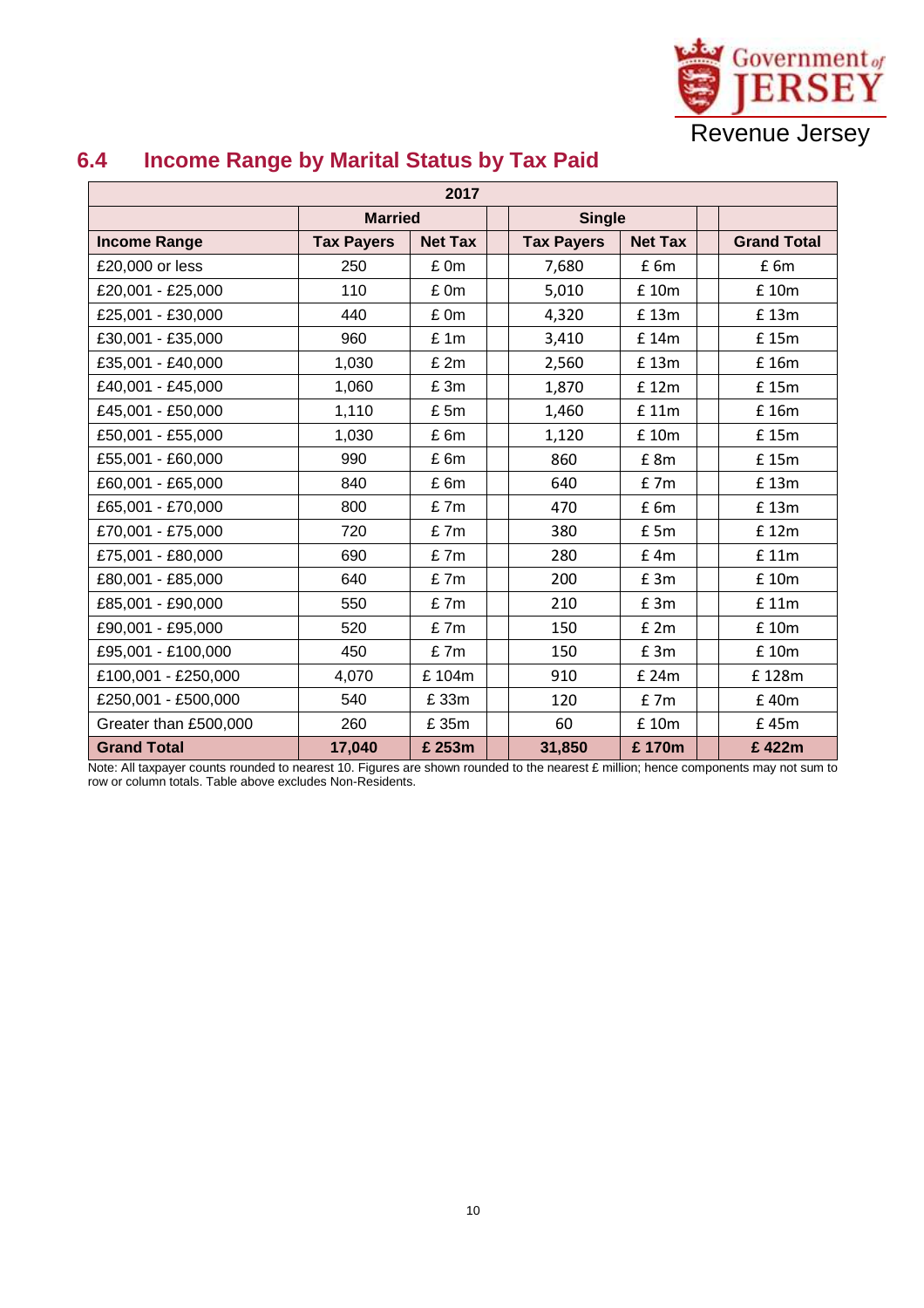## 6.4 Income Range by Marital Status by Tax Paid

| 2017 | | | | | | | |
|---|---|---|---|---|---|---|---|
| | Married | | | Single | | | |
| **Income Range** | **Tax Payers** | **Net Tax** | | **Tax Payers** | **Net Tax** | | **Grand Total** |
| £20,000 or less | 250 | £ 0m | | 7,680 | £ 6m | | £ 6m |
| £20,001 - £25,000 | 110 | £ 0m | | 5,010 | £ 10m | | £ 10m |
| £25,001 - £30,000 | 440 | £ 0m | | 4,320 | £ 13m | | £ 13m |
| £30,001 - £35,000 | 960 | £ 1m | | 3,410 | £ 14m | | £ 15m |
| £35,001 - £40,000 | 1,030 | £ 2m | | 2,560 | £ 13m | | £ 16m |
| £40,001 - £45,000 | 1,060 | £ 3m | | 1,870 | £ 12m | | £ 15m |
| £45,001 - £50,000 | 1,110 | £ 5m | | 1,460 | £ 11m | | £ 16m |
| £50,001 - £55,000 | 1,030 | £ 6m | | 1,120 | £ 10m | | £ 15m |
| £55,001 - £60,000 | 990 | £ 6m | | 860 | £ 8m | | £ 15m |
| £60,001 - £65,000 | 840 | £ 6m | | 640 | £ 7m | | £ 13m |
| £65,001 - £70,000 | 800 | £ 7m | | 470 | £ 6m | | £ 13m |
| £70,001 - £75,000 | 720 | £ 7m | | 380 | £ 5m | | £ 12m |
| £75,001 - £80,000 | 690 | £ 7m | | 280 | £ 4m | | £ 11m |
| £80,001 - £85,000 | 640 | £ 7m | | 200 | £ 3m | | £ 10m |
| £85,001 - £90,000 | 550 | £ 7m | | 210 | £ 3m | | £ 11m |
| £90,001 - £95,000 | 520 | £ 7m | | 150 | £ 2m | | £ 10m |
| £95,001 - £100,000 | 450 | £ 7m | | 150 | £ 3m | | £ 10m |
| £100,001 - £250,000 | 4,070 | £ 104m | | 910 | £ 24m | | £ 128m |
| £250,001 - £500,000 | 540 | £ 33m | | 120 | £ 7m | | £ 40m |
| Greater than £500,000 | 260 | £ 35m | | 60 | £ 10m | | £ 45m |
| **Grand Total** | **17,040** | **£ 253m** | | **31,850** | **£ 170m** | | **£ 422m** |

Note: All taxpayer counts rounded to nearest 10. Figures are shown rounded to the nearest £ million; hence components may not sum to row or column totals. Table above excludes Non-Residents.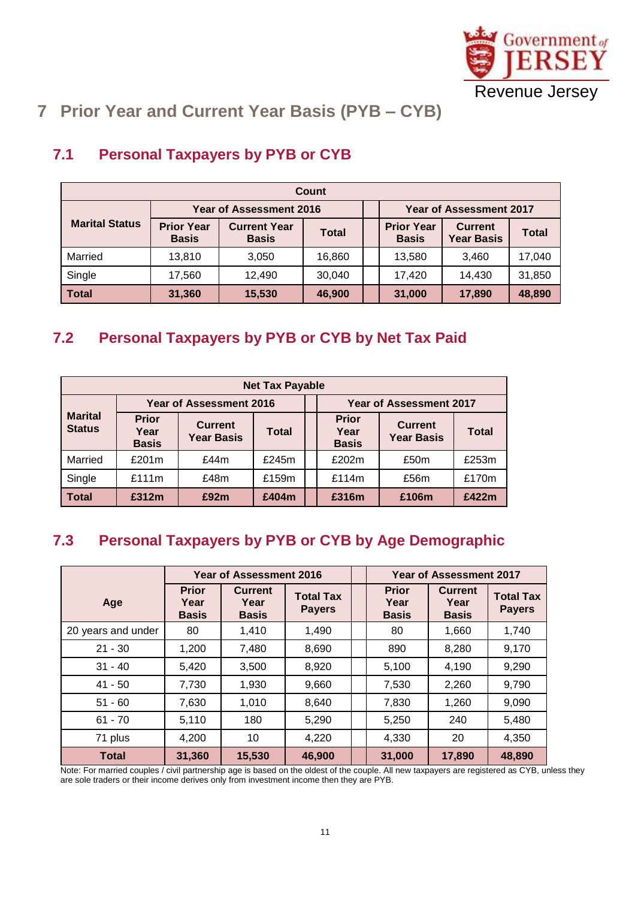# 7 Prior Year and Current Year Basis (PYB – CYB)

## 7.1 Personal Taxpayers by PYB or CYB

| Count | | | | | | | |
|---|---|---|---|---|---|---|---|
| **Marital Status** | **Year of Assessment 2016** | | | | **Year of Assessment 2017** | | |
| | **Prior Year Basis** | **Current Year Basis** | **Total** | | **Prior Year Basis** | **Current Year Basis** | **Total** |
| Married | 13,810 | 3,050 | 16,860 | | 13,580 | 3,460 | 17,040 |
| Single | 17,560 | 12,490 | 30,040 | | 17,420 | 14,430 | 31,850 |
| **Total** | **31,360** | **15,530** | **46,900** | | **31,000** | **17,890** | **48,890** |

## 7.2 Personal Taxpayers by PYB or CYB by Net Tax Paid

| Net Tax Payable | | | | | | | |
|---|---|---|---|---|---|---|---|
| **Marital Status** | **Year of Assessment 2016** | | | | **Year of Assessment 2017** | | |
| | **Prior Year Basis** | **Current Year Basis** | **Total** | | **Prior Year Basis** | **Current Year Basis** | **Total** |
| Married | £201m | £44m | £245m | | £202m | £50m | £253m |
| Single | £111m | £48m | £159m | | £114m | £56m | £170m |
| **Total** | **£312m** | **£92m** | **£404m** | | **£316m** | **£106m** | **£422m** |

## 7.3 Personal Taxpayers by PYB or CYB by Age Demographic

| **Age** | **Year of Assessment 2016** | | | | **Year of Assessment 2017** | | |
|---|---|---|---|---|---|---|---|
| | **Prior Year Basis** | **Current Year Basis** | **Total Tax Payers** | | **Prior Year Basis** | **Current Year Basis** | **Total Tax Payers** |
| 20 years and under | 80 | 1,410 | 1,490 | | 80 | 1,660 | 1,740 |
| 21 - 30 | 1,200 | 7,480 | 8,690 | | 890 | 8,280 | 9,170 |
| 31 - 40 | 5,420 | 3,500 | 8,920 | | 5,100 | 4,190 | 9,290 |
| 41 - 50 | 7,730 | 1,930 | 9,660 | | 7,530 | 2,260 | 9,790 |
| 51 - 60 | 7,630 | 1,010 | 8,640 | | 7,830 | 1,260 | 9,090 |
| 61 - 70 | 5,110 | 180 | 5,290 | | 5,250 | 240 | 5,480 |
| 71 plus | 4,200 | 10 | 4,220 | | 4,330 | 20 | 4,350 |
| **Total** | **31,360** | **15,530** | **46,900** | | **31,000** | **17,890** | **48,890** |

Note: For married couples / civil partnership age is based on the oldest of the couple. All new taxpayers are registered as CYB, unless they are sole traders or their income derives only from investment income then they are PYB.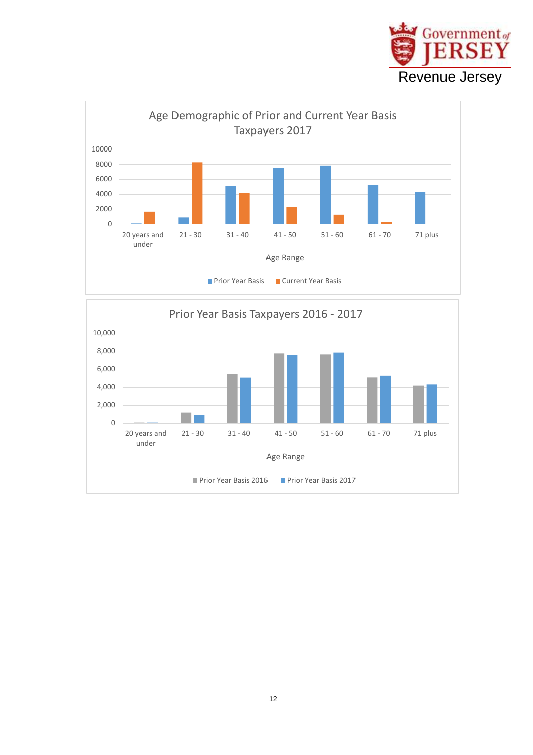## Age Demographic of Prior and Current Year Basis Taxpayers 2017

| Age Range | Prior Year Basis | Current Year Basis |
|---|---|---|
| 20 years and under | | |
| 21 - 30 | | |
| 31 - 40 | | |
| 41 - 50 | | |
| 51 - 60 | | |
| 61 - 70 | | |
| 71 plus | | |

## Prior Year Basis Taxpayers 2016 - 2017

| Age Range | Prior Year Basis 2016 | Prior Year Basis 2017 |
|---|---|---|
| 20 years and under | | |
| 21 - 30 | | |
| 31 - 40 | | |
| 41 - 50 | | |
| 51 - 60 | | |
| 61 - 70 | | |
| 71 plus | | |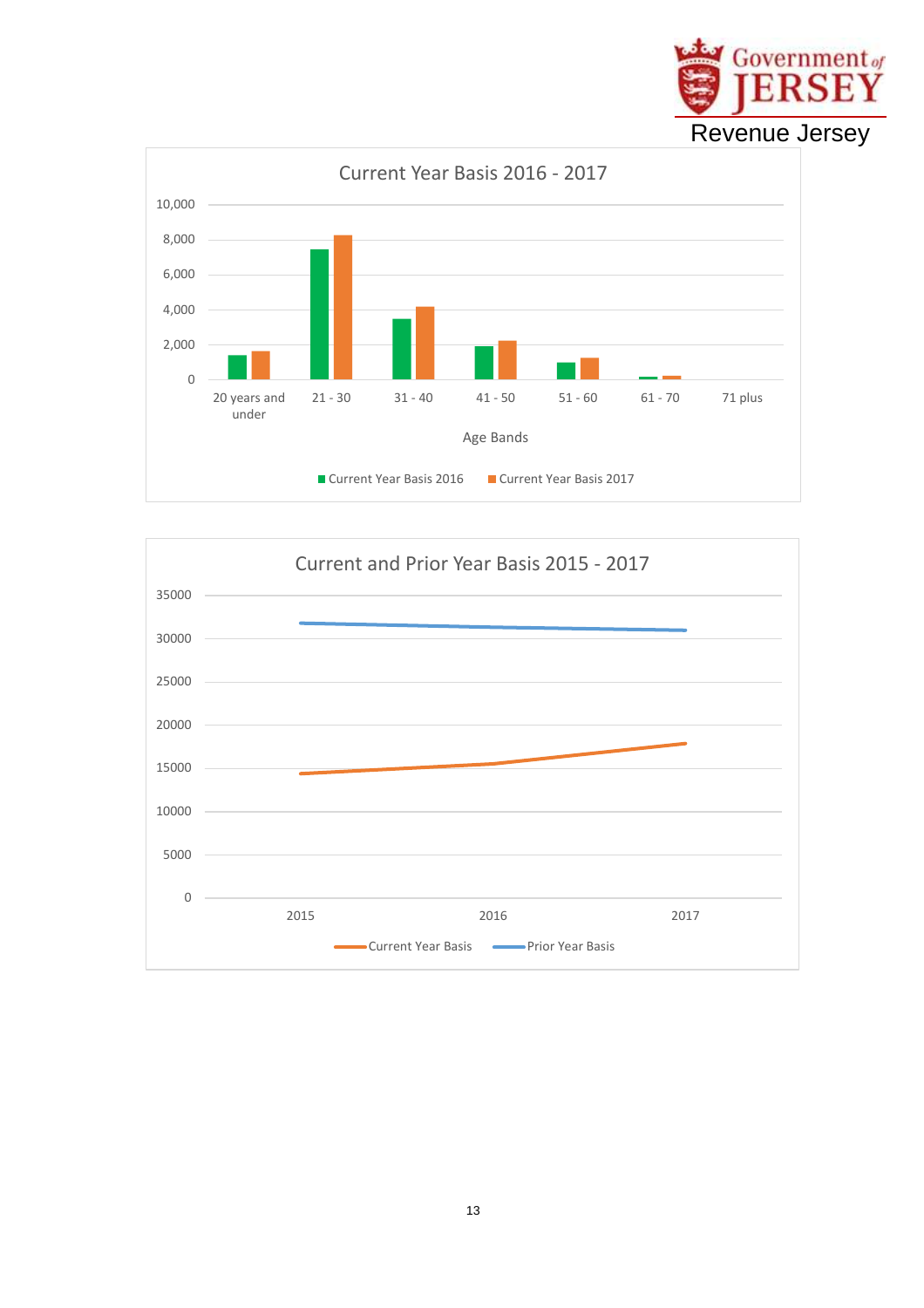## Current Year Basis 2016 - 2017

Age Bands: 20 years and under, 21 - 30, 31 - 40, 41 - 50, 51 - 60, 61 - 70, 71 plus

Current Year Basis 2016 | Current Year Basis 2017

## Current and Prior Year Basis 2015 - 2017

2015, 2016, 2017

Current Year Basis | Prior Year Basis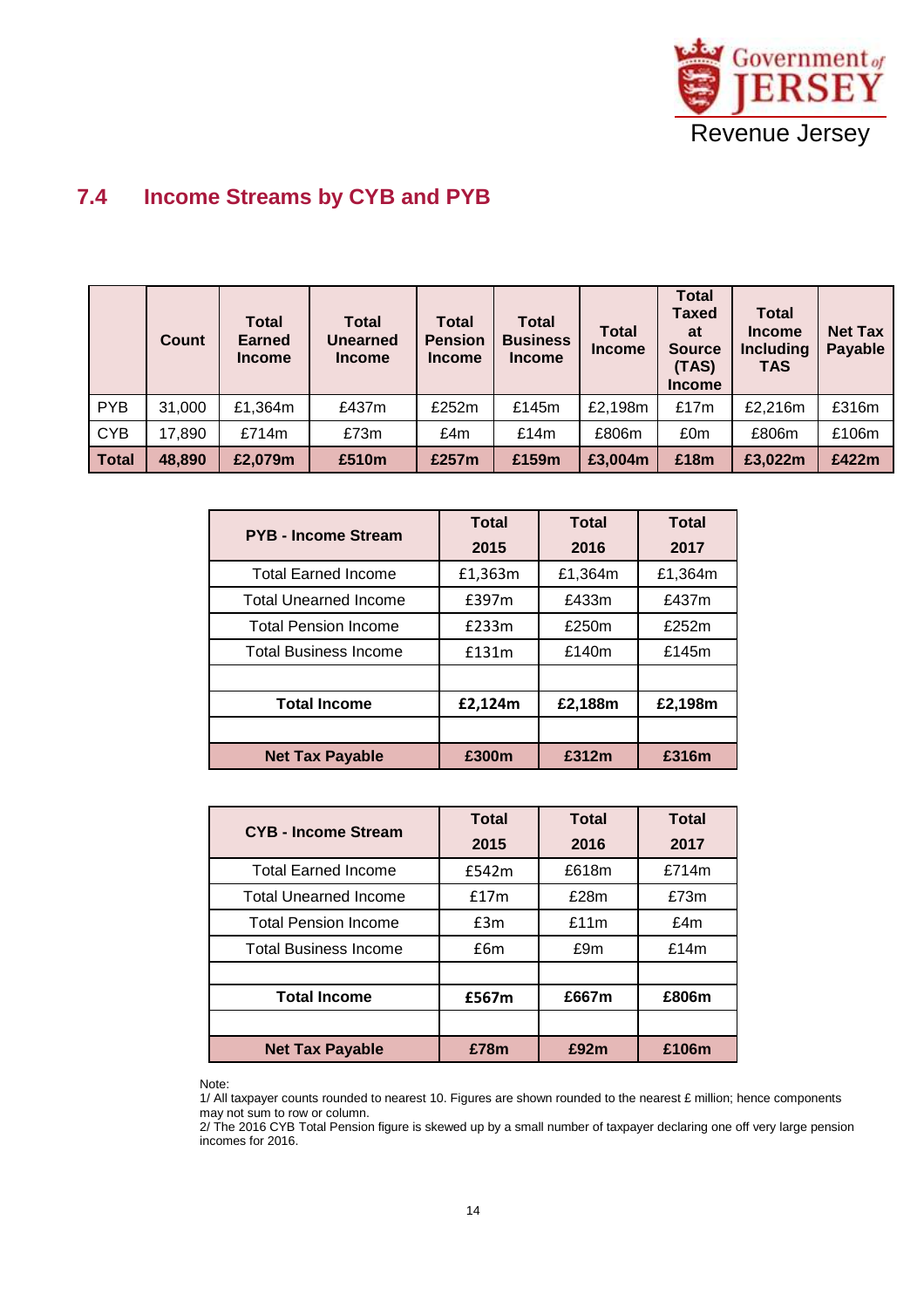## 7.4 Income Streams by CYB and PYB

| | Count | Total Earned Income | Total Unearned Income | Total Pension Income | Total Business Income | Total Income | Total Taxed at Source (TAS) Income | Total Income Including TAS | Net Tax Payable |
|---|---|---|---|---|---|---|---|---|---|
| PYB | 31,000 | £1,364m | £437m | £252m | £145m | £2,198m | £17m | £2,216m | £316m |
| CYB | 17,890 | £714m | £73m | £4m | £14m | £806m | £0m | £806m | £106m |
| **Total** | **48,890** | **£2,079m** | **£510m** | **£257m** | **£159m** | **£3,004m** | **£18m** | **£3,022m** | **£422m** |

| PYB - Income Stream | Total 2015 | Total 2016 | Total 2017 |
|---|---|---|---|
| Total Earned Income | £1,363m | £1,364m | £1,364m |
| Total Unearned Income | £397m | £433m | £437m |
| Total Pension Income | £233m | £250m | £252m |
| Total Business Income | £131m | £140m | £145m |
| | | | |
| **Total Income** | **£2,124m** | **£2,188m** | **£2,198m** |
| | | | |
| **Net Tax Payable** | **£300m** | **£312m** | **£316m** |

| CYB - Income Stream | Total 2015 | Total 2016 | Total 2017 |
|---|---|---|---|
| Total Earned Income | £542m | £618m | £714m |
| Total Unearned Income | £17m | £28m | £73m |
| Total Pension Income | £3m | £11m | £4m |
| Total Business Income | £6m | £9m | £14m |
| | | | |
| **Total Income** | **£567m** | **£667m** | **£806m** |
| | | | |
| **Net Tax Payable** | **£78m** | **£92m** | **£106m** |

Note:
1/ All taxpayer counts rounded to nearest 10. Figures are shown rounded to the nearest £ million; hence components may not sum to row or column.
2/ The 2016 CYB Total Pension figure is skewed up by a small number of taxpayer declaring one off very large pension incomes for 2016.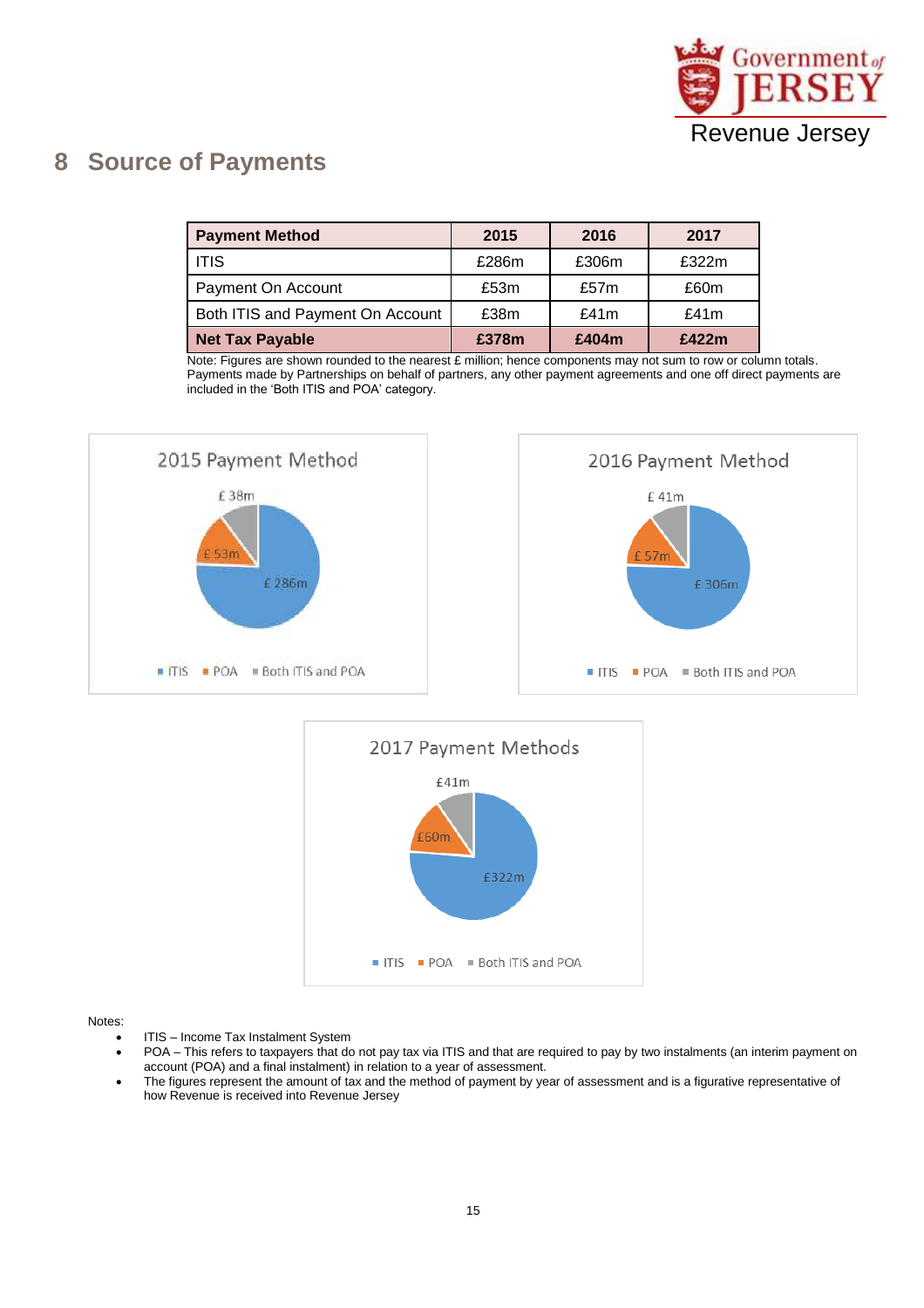## 8 Source of Payments

| Payment Method | 2015 | 2016 | 2017 |
|---|---|---|---|
| ITIS | £286m | £306m | £322m |
| Payment On Account | £53m | £57m | £60m |
| Both ITIS and Payment On Account | £38m | £41m | £41m |
| **Net Tax Payable** | **£378m** | **£404m** | **£422m** |

Note: Figures are shown rounded to the nearest £ million; hence components may not sum to row or column totals. Payments made by Partnerships on behalf of partners, any other payment agreements and one off direct payments are included in the 'Both ITIS and POA' category.

**2015 Payment Method**

£ 38m · £ 53m · £ 286m

ITIS · POA · Both ITIS and POA

**2016 Payment Method**

£ 41m · £ 57m · £ 306m

ITIS · POA · Both ITIS and POA

**2017 Payment Methods**

£41m · £60m · £322m

ITIS · POA · Both ITIS and POA

Notes:

- ITIS – Income Tax Instalment System
- POA – This refers to taxpayers that do not pay tax via ITIS and that are required to pay by two instalments (an interim payment on account (POA) and a final instalment) in relation to a year of assessment.
- The figures represent the amount of tax and the method of payment by year of assessment and is a figurative representative of how Revenue is received into Revenue Jersey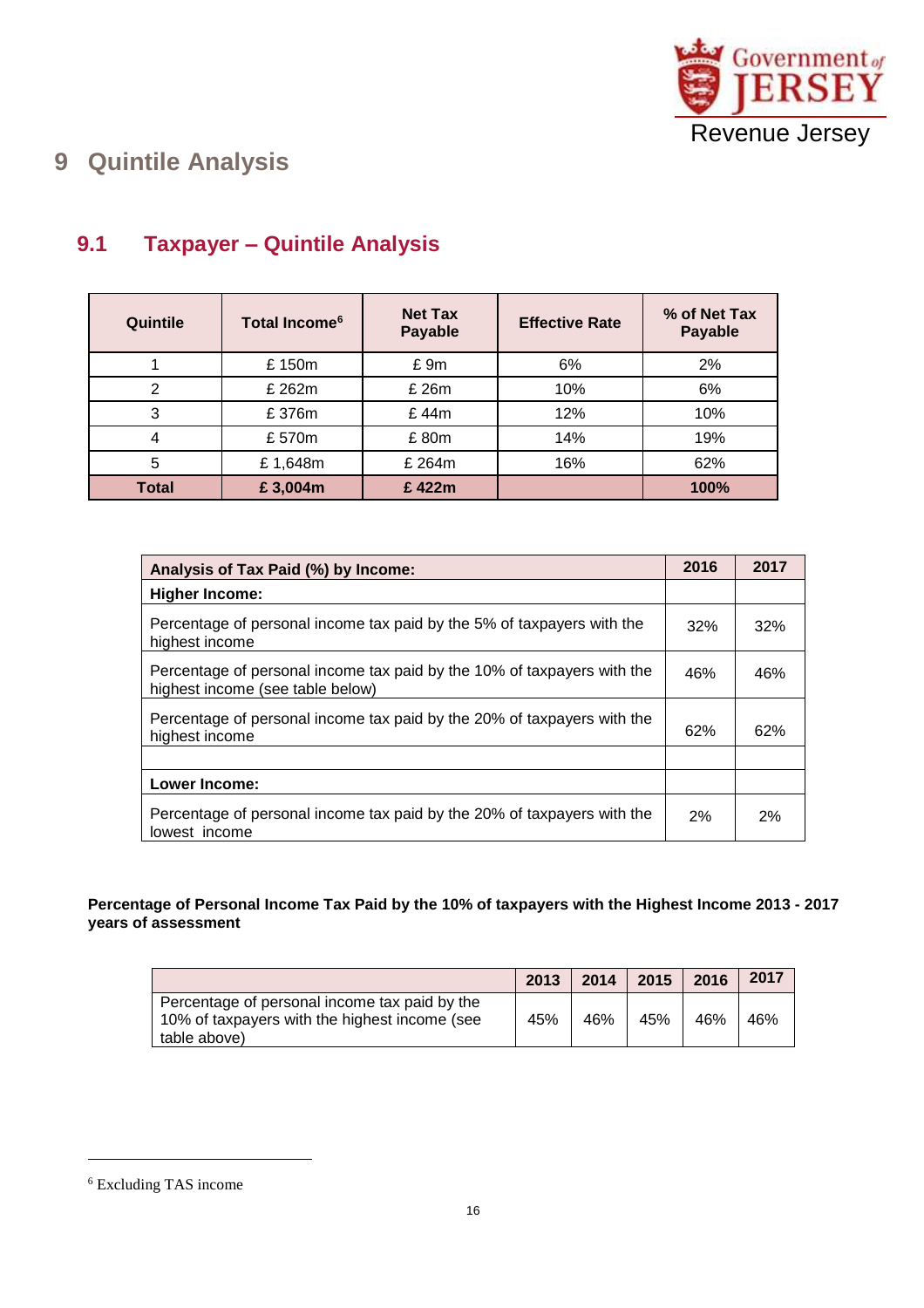# 9 Quintile Analysis

## 9.1 Taxpayer – Quintile Analysis

| Quintile | Total Income[6] | Net Tax Payable | Effective Rate | % of Net Tax Payable |
|---|---|---|---|---|
| 1 | £ 150m | £ 9m | 6% | 2% |
| 2 | £ 262m | £ 26m | 10% | 6% |
| 3 | £ 376m | £ 44m | 12% | 10% |
| 4 | £ 570m | £ 80m | 14% | 19% |
| 5 | £ 1,648m | £ 264m | 16% | 62% |
| **Total** | **£ 3,004m** | **£ 422m** | | **100%** |

| **Analysis of Tax Paid (%) by Income:** | **2016** | **2017** |
|---|---|---|
| **Higher Income:** | | |
| Percentage of personal income tax paid by the 5% of taxpayers with the highest income | 32% | 32% |
| Percentage of personal income tax paid by the 10% of taxpayers with the highest income (see table below) | 46% | 46% |
| Percentage of personal income tax paid by the 20% of taxpayers with the highest income | 62% | 62% |
| | | |
| **Lower Income:** | | |
| Percentage of personal income tax paid by the 20% of taxpayers with the lowest income | 2% | 2% |

**Percentage of Personal Income Tax Paid by the 10% of taxpayers with the Highest Income 2013 - 2017 years of assessment**

| | **2013** | **2014** | **2015** | **2016** | **2017** |
|---|---|---|---|---|---|
| Percentage of personal income tax paid by the 10% of taxpayers with the highest income (see table above) | 45% | 46% | 45% | 46% | 46% |

[6] Excluding TAS income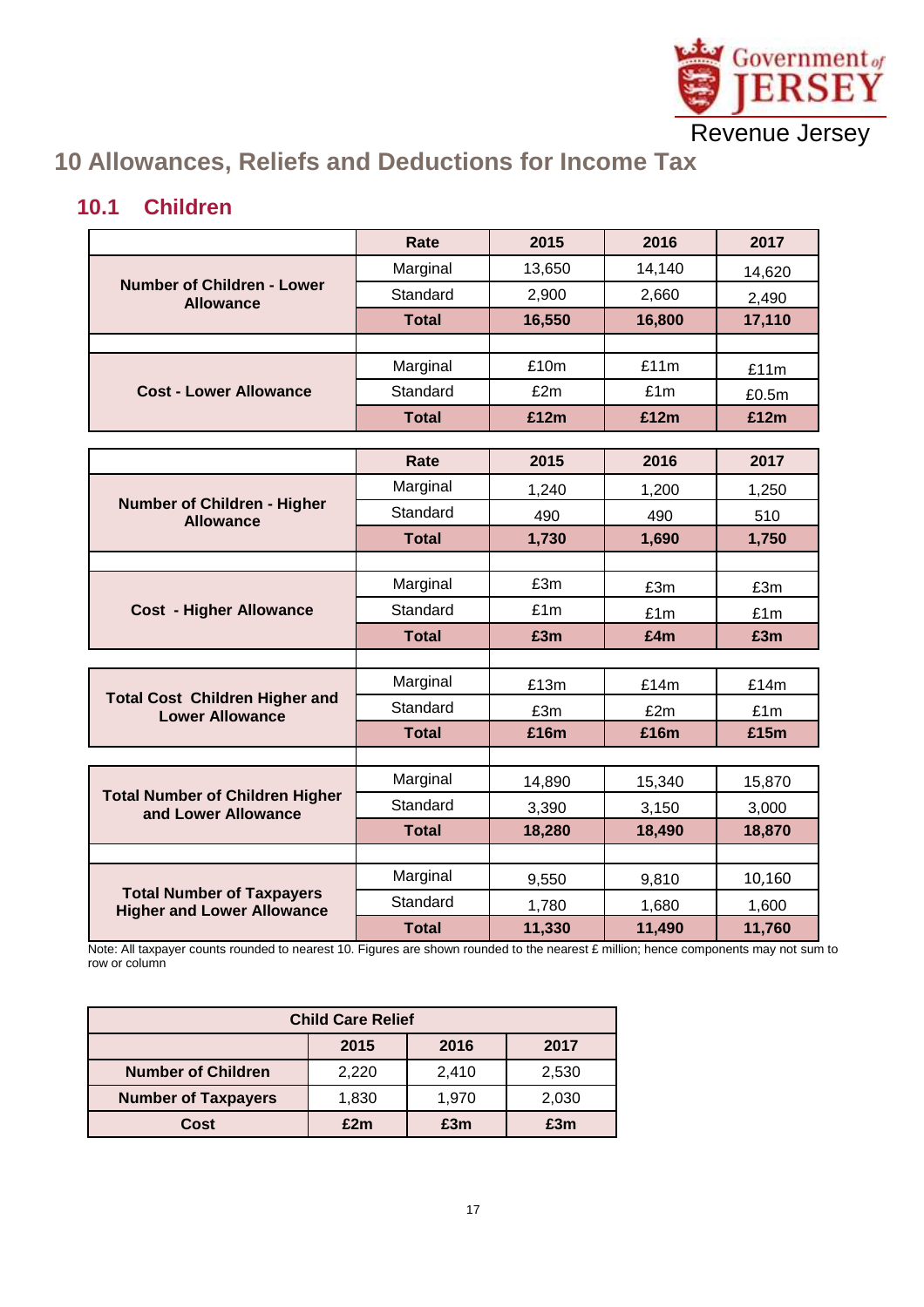## 10 Allowances, Reliefs and Deductions for Income Tax

### 10.1 Children

| | Rate | 2015 | 2016 | 2017 |
|---|---|---|---|---|
| Number of Children - Lower Allowance | Marginal | 13,650 | 14,140 | 14,620 |
| | Standard | 2,900 | 2,660 | 2,490 |
| | **Total** | **16,550** | **16,800** | **17,110** |
| | | | | |
| Cost - Lower Allowance | Marginal | £10m | £11m | £11m |
| | Standard | £2m | £1m | £0.5m |
| | **Total** | **£12m** | **£12m** | **£12m** |

| | Rate | 2015 | 2016 | 2017 |
|---|---|---|---|---|
| Number of Children - Higher Allowance | Marginal | 1,240 | 1,200 | 1,250 |
| | Standard | 490 | 490 | 510 |
| | **Total** | **1,730** | **1,690** | **1,750** |
| | | | | |
| Cost - Higher Allowance | Marginal | £3m | £3m | £3m |
| | Standard | £1m | £1m | £1m |
| | **Total** | **£3m** | **£4m** | **£3m** |
| | | | | |
| Total Cost Children Higher and Lower Allowance | Marginal | £13m | £14m | £14m |
| | Standard | £3m | £2m | £1m |
| | **Total** | **£16m** | **£16m** | **£15m** |
| | | | | |
| Total Number of Children Higher and Lower Allowance | Marginal | 14,890 | 15,340 | 15,870 |
| | Standard | 3,390 | 3,150 | 3,000 |
| | **Total** | **18,280** | **18,490** | **18,870** |
| | | | | |
| Total Number of Taxpayers Higher and Lower Allowance | Marginal | 9,550 | 9,810 | 10,160 |
| | Standard | 1,780 | 1,680 | 1,600 |
| | **Total** | **11,330** | **11,490** | **11,760** |

Note: All taxpayer counts rounded to nearest 10. Figures are shown rounded to the nearest £ million; hence components may not sum to row or column

| Child Care Relief | | | |
|---|---|---|---|
| | 2015 | 2016 | 2017 |
| Number of Children | 2,220 | 2,410 | 2,530 |
| Number of Taxpayers | 1,830 | 1,970 | 2,030 |
| Cost | **£2m** | **£3m** | **£3m** |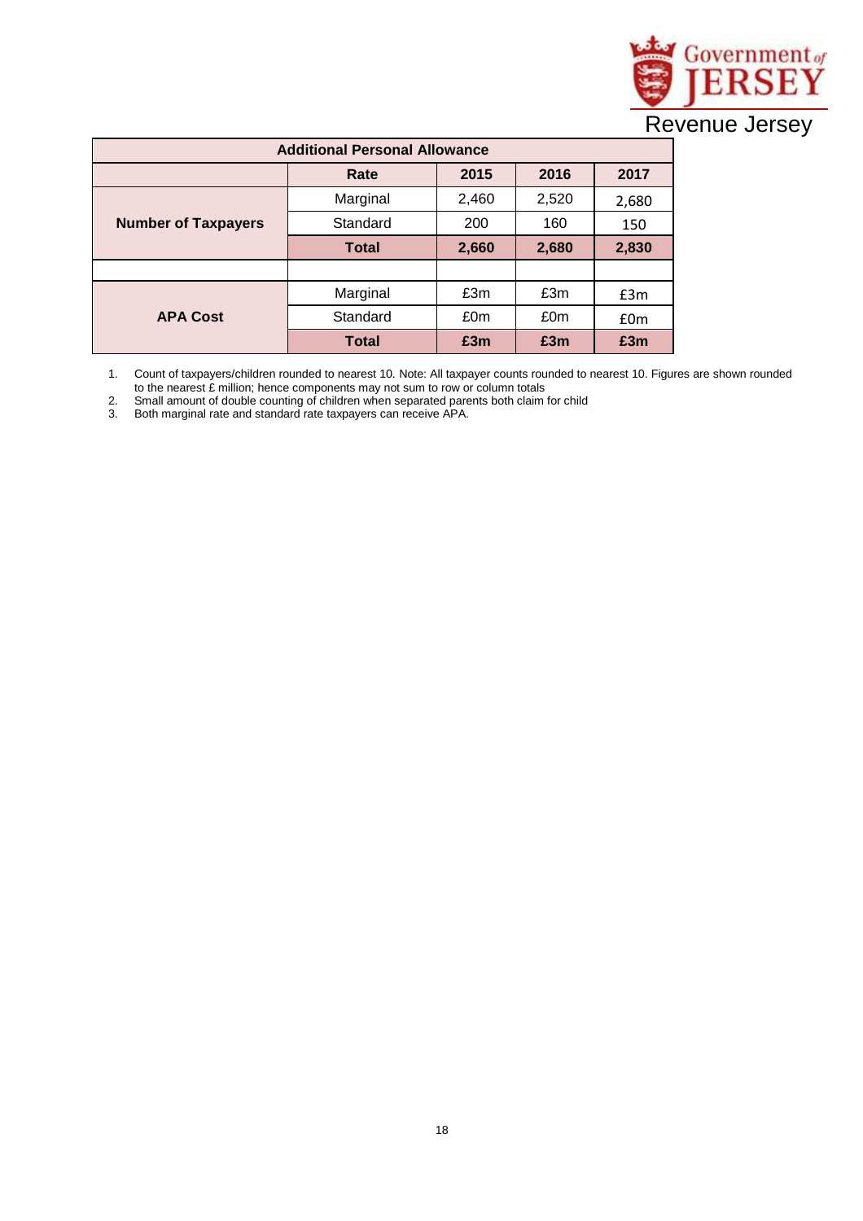Revenue Jersey

| Additional Personal Allowance | | | | |
|---|---|---|---|---|
| | **Rate** | **2015** | **2016** | **2017** |
| **Number of Taxpayers** | Marginal | 2,460 | 2,520 | 2,680 |
| | Standard | 200 | 160 | 150 |
| | **Total** | **2,660** | **2,680** | **2,830** |
| | | | | |
| **APA Cost** | Marginal | £3m | £3m | £3m |
| | Standard | £0m | £0m | £0m |
| | **Total** | **£3m** | **£3m** | **£3m** |

1. Count of taxpayers/children rounded to nearest 10. Note: All taxpayer counts rounded to nearest 10. Figures are shown rounded to the nearest £ million; hence components may not sum to row or column totals
2. Small amount of double counting of children when separated parents both claim for child
3. Both marginal rate and standard rate taxpayers can receive APA.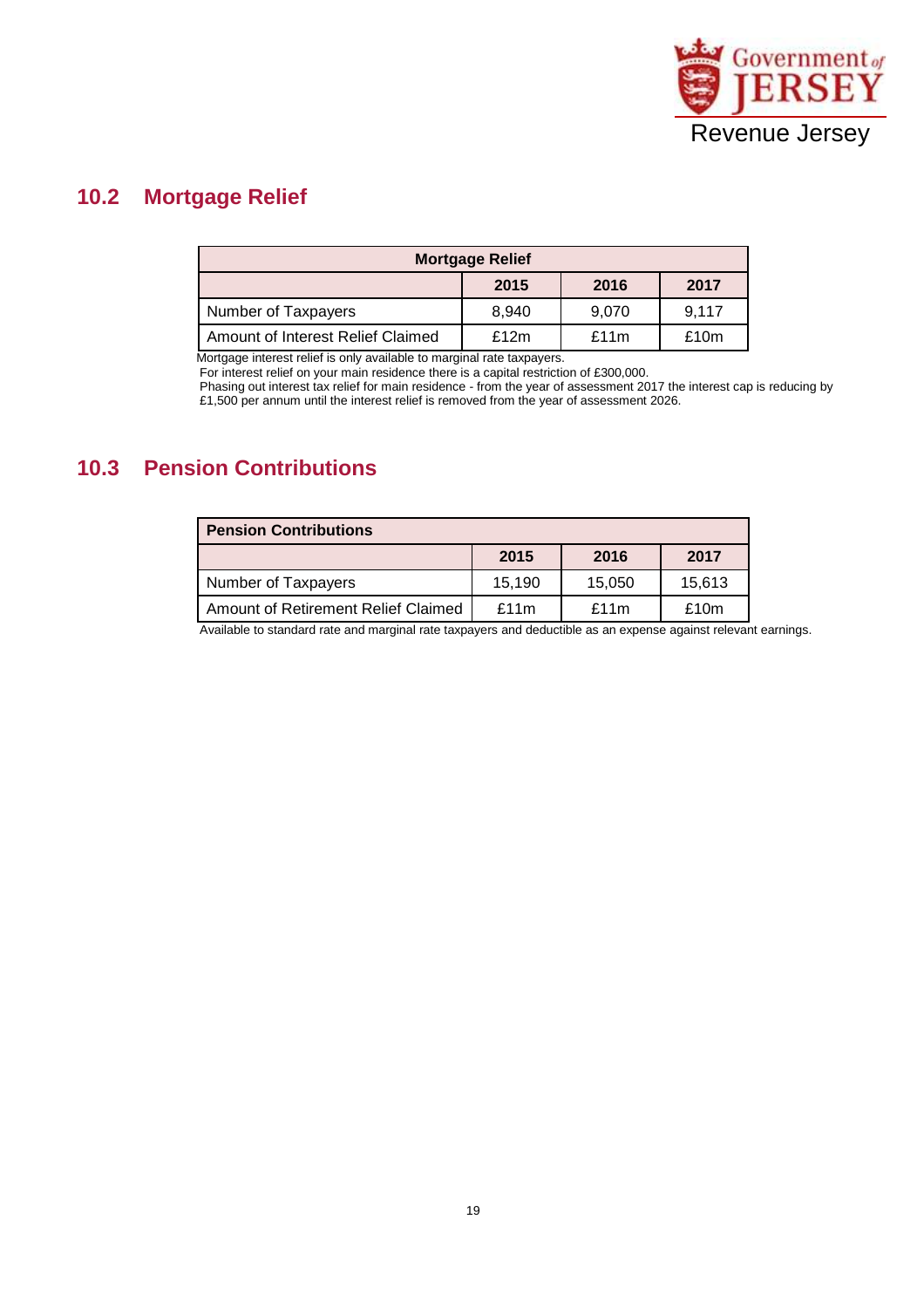## 10.2 Mortgage Relief

| Mortgage Relief | | | |
|---|---|---|---|
| | **2015** | **2016** | **2017** |
| Number of Taxpayers | 8,940 | 9,070 | 9,117 |
| Amount of Interest Relief Claimed | £12m | £11m | £10m |

Mortgage interest relief is only available to marginal rate taxpayers.
For interest relief on your main residence there is a capital restriction of £300,000.
Phasing out interest tax relief for main residence - from the year of assessment 2017 the interest cap is reducing by £1,500 per annum until the interest relief is removed from the year of assessment 2026.

## 10.3 Pension Contributions

| Pension Contributions | | | |
|---|---|---|---|
| | **2015** | **2016** | **2017** |
| Number of Taxpayers | 15,190 | 15,050 | 15,613 |
| Amount of Retirement Relief Claimed | £11m | £11m | £10m |

Available to standard rate and marginal rate taxpayers and deductible as an expense against relevant earnings.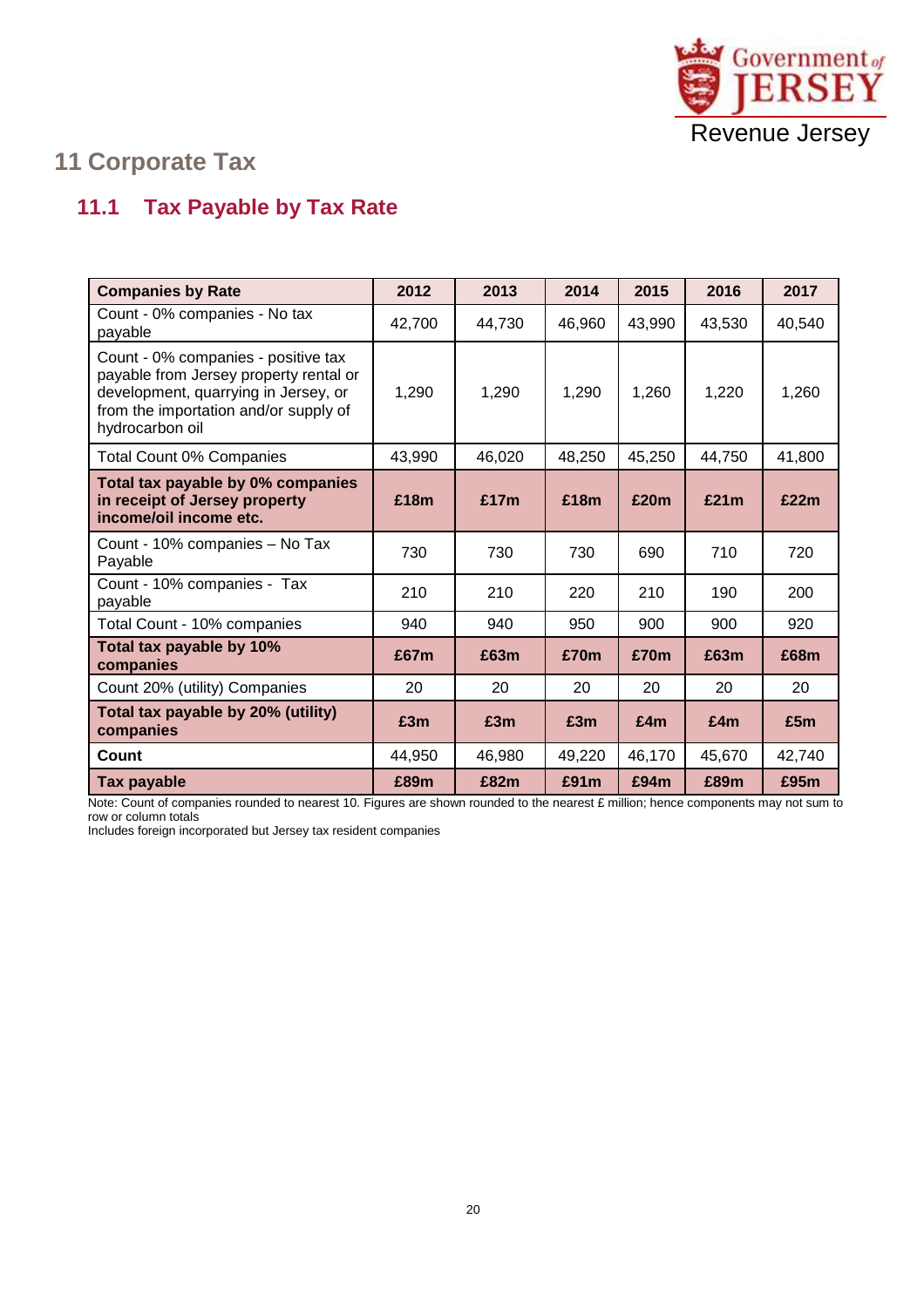## 11 Corporate Tax

### 11.1 Tax Payable by Tax Rate

| **Companies by Rate** | **2012** | **2013** | **2014** | **2015** | **2016** | **2017** |
|---|---|---|---|---|---|---|
| Count - 0% companies - No tax payable | 42,700 | 44,730 | 46,960 | 43,990 | 43,530 | 40,540 |
| Count - 0% companies - positive tax payable from Jersey property rental or development, quarrying in Jersey, or from the importation and/or supply of hydrocarbon oil | 1,290 | 1,290 | 1,290 | 1,260 | 1,220 | 1,260 |
| Total Count 0% Companies | 43,990 | 46,020 | 48,250 | 45,250 | 44,750 | 41,800 |
| **Total tax payable by 0% companies in receipt of Jersey property income/oil income etc.** | **£18m** | **£17m** | **£18m** | **£20m** | **£21m** | **£22m** |
| Count - 10% companies – No Tax Payable | 730 | 730 | 730 | 690 | 710 | 720 |
| Count - 10% companies - Tax payable | 210 | 210 | 220 | 210 | 190 | 200 |
| Total Count - 10% companies | 940 | 940 | 950 | 900 | 900 | 920 |
| **Total tax payable by 10% companies** | **£67m** | **£63m** | **£70m** | **£70m** | **£63m** | **£68m** |
| Count 20% (utility) Companies | 20 | 20 | 20 | 20 | 20 | 20 |
| **Total tax payable by 20% (utility) companies** | **£3m** | **£3m** | **£3m** | **£4m** | **£4m** | **£5m** |
| **Count** | 44,950 | 46,980 | 49,220 | 46,170 | 45,670 | 42,740 |
| **Tax payable** | **£89m** | **£82m** | **£91m** | **£94m** | **£89m** | **£95m** |

Note: Count of companies rounded to nearest 10. Figures are shown rounded to the nearest £ million; hence components may not sum to row or column totals

Includes foreign incorporated but Jersey tax resident companies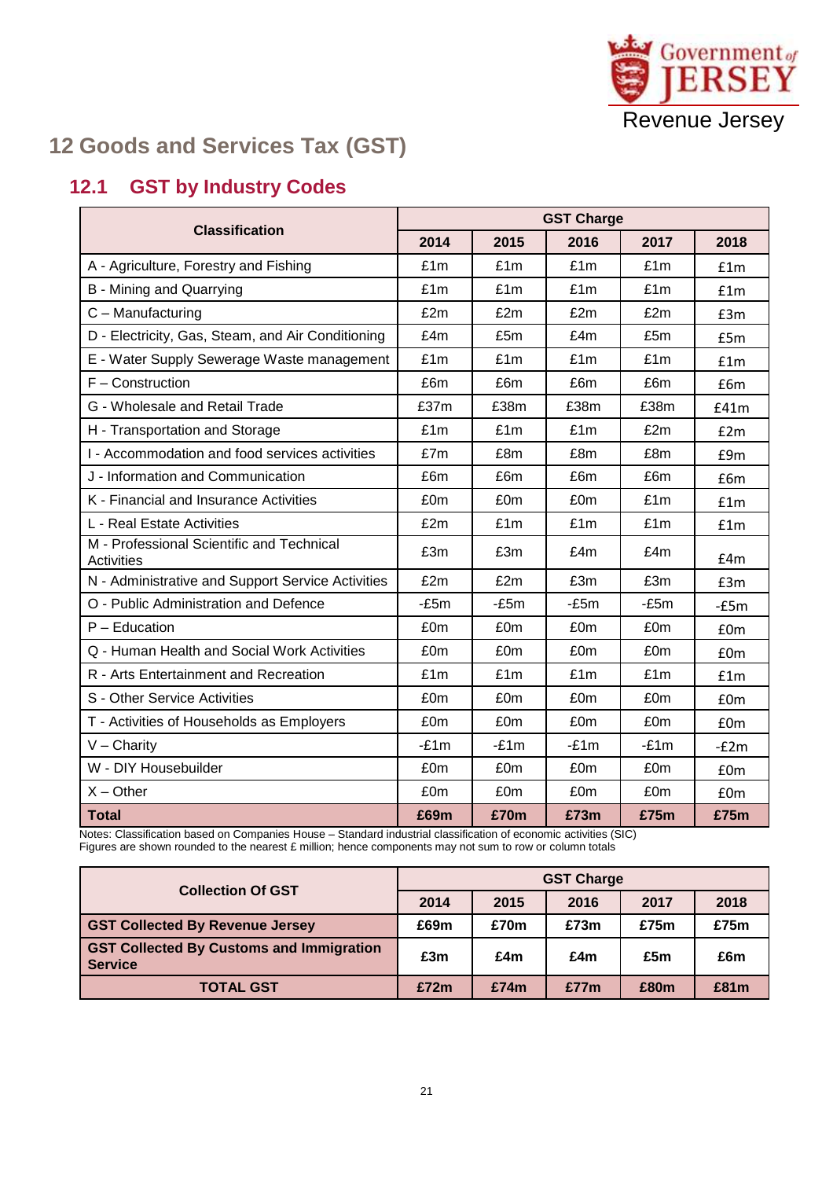# 12 Goods and Services Tax (GST)

## 12.1 GST by Industry Codes

| Classification | GST Charge | | | | |
|---|---|---|---|---|---|
| | 2014 | 2015 | 2016 | 2017 | 2018 |
| A - Agriculture, Forestry and Fishing | £1m | £1m | £1m | £1m | £1m |
| B - Mining and Quarrying | £1m | £1m | £1m | £1m | £1m |
| C – Manufacturing | £2m | £2m | £2m | £2m | £3m |
| D - Electricity, Gas, Steam, and Air Conditioning | £4m | £5m | £4m | £5m | £5m |
| E - Water Supply Sewerage Waste management | £1m | £1m | £1m | £1m | £1m |
| F – Construction | £6m | £6m | £6m | £6m | £6m |
| G - Wholesale and Retail Trade | £37m | £38m | £38m | £38m | £41m |
| H - Transportation and Storage | £1m | £1m | £1m | £2m | £2m |
| I - Accommodation and food services activities | £7m | £8m | £8m | £8m | £9m |
| J - Information and Communication | £6m | £6m | £6m | £6m | £6m |
| K - Financial and Insurance Activities | £0m | £0m | £0m | £1m | £1m |
| L - Real Estate Activities | £2m | £1m | £1m | £1m | £1m |
| M - Professional Scientific and Technical Activities | £3m | £3m | £4m | £4m | £4m |
| N - Administrative and Support Service Activities | £2m | £2m | £3m | £3m | £3m |
| O - Public Administration and Defence | -£5m | -£5m | -£5m | -£5m | -£5m |
| P – Education | £0m | £0m | £0m | £0m | £0m |
| Q - Human Health and Social Work Activities | £0m | £0m | £0m | £0m | £0m |
| R - Arts Entertainment and Recreation | £1m | £1m | £1m | £1m | £1m |
| S - Other Service Activities | £0m | £0m | £0m | £0m | £0m |
| T - Activities of Households as Employers | £0m | £0m | £0m | £0m | £0m |
| V – Charity | -£1m | -£1m | -£1m | -£1m | -£2m |
| W - DIY Housebuilder | £0m | £0m | £0m | £0m | £0m |
| X – Other | £0m | £0m | £0m | £0m | £0m |
| **Total** | **£69m** | **£70m** | **£73m** | **£75m** | **£75m** |

Notes: Classification based on Companies House – Standard industrial classification of economic activities (SIC)
Figures are shown rounded to the nearest £ million; hence components may not sum to row or column totals

| Collection Of GST | GST Charge | | | | |
|---|---|---|---|---|---|
| | 2014 | 2015 | 2016 | 2017 | 2018 |
| **GST Collected By Revenue Jersey** | **£69m** | **£70m** | **£73m** | **£75m** | **£75m** |
| **GST Collected By Customs and Immigration Service** | **£3m** | **£4m** | **£4m** | **£5m** | **£6m** |
| **TOTAL GST** | **£72m** | **£74m** | **£77m** | **£80m** | **£81m** |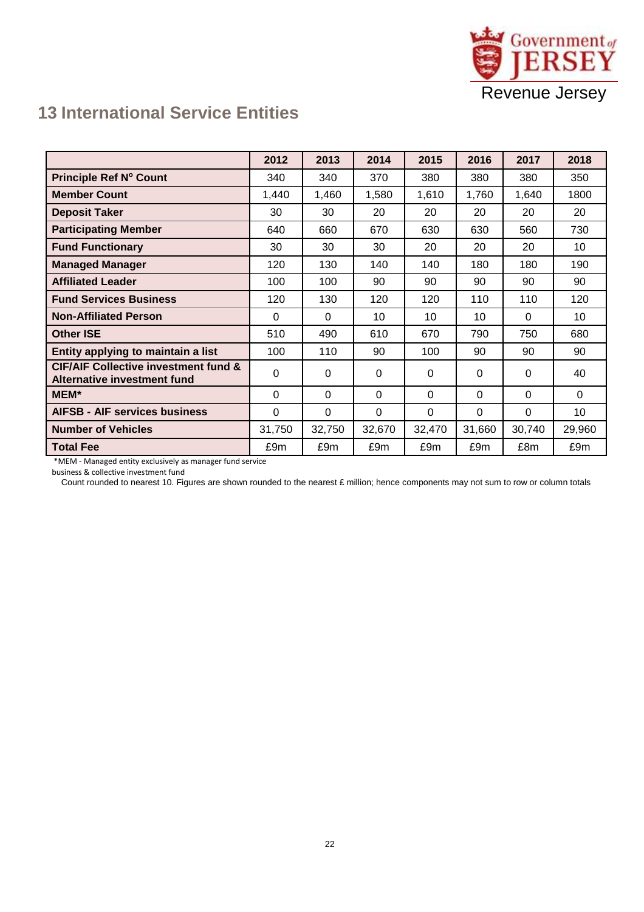## 13 International Service Entities

| | 2012 | 2013 | 2014 | 2015 | 2016 | 2017 | 2018 |
|---|---|---|---|---|---|---|---|
| **Principle Ref Nº Count** | 340 | 340 | 370 | 380 | 380 | 380 | 350 |
| **Member Count** | 1,440 | 1,460 | 1,580 | 1,610 | 1,760 | 1,640 | 1800 |
| **Deposit Taker** | 30 | 30 | 20 | 20 | 20 | 20 | 20 |
| **Participating Member** | 640 | 660 | 670 | 630 | 630 | 560 | 730 |
| **Fund Functionary** | 30 | 30 | 30 | 20 | 20 | 20 | 10 |
| **Managed Manager** | 120 | 130 | 140 | 140 | 180 | 180 | 190 |
| **Affiliated Leader** | 100 | 100 | 90 | 90 | 90 | 90 | 90 |
| **Fund Services Business** | 120 | 130 | 120 | 120 | 110 | 110 | 120 |
| **Non-Affiliated Person** | 0 | 0 | 10 | 10 | 10 | 0 | 10 |
| **Other ISE** | 510 | 490 | 610 | 670 | 790 | 750 | 680 |
| **Entity applying to maintain a list** | 100 | 110 | 90 | 100 | 90 | 90 | 90 |
| **CIF/AIF Collective investment fund & Alternative investment fund** | 0 | 0 | 0 | 0 | 0 | 0 | 40 |
| **MEM*** | 0 | 0 | 0 | 0 | 0 | 0 | 0 |
| **AIFSB - AIF services business** | 0 | 0 | 0 | 0 | 0 | 0 | 10 |
| **Number of Vehicles** | 31,750 | 32,750 | 32,670 | 32,470 | 31,660 | 30,740 | 29,960 |
| **Total Fee** | £9m | £9m | £9m | £9m | £9m | £8m | £9m |

*MEM - Managed entity exclusively as manager fund service business & collective investment fund

Count rounded to nearest 10. Figures are shown rounded to the nearest £ million; hence components may not sum to row or column totals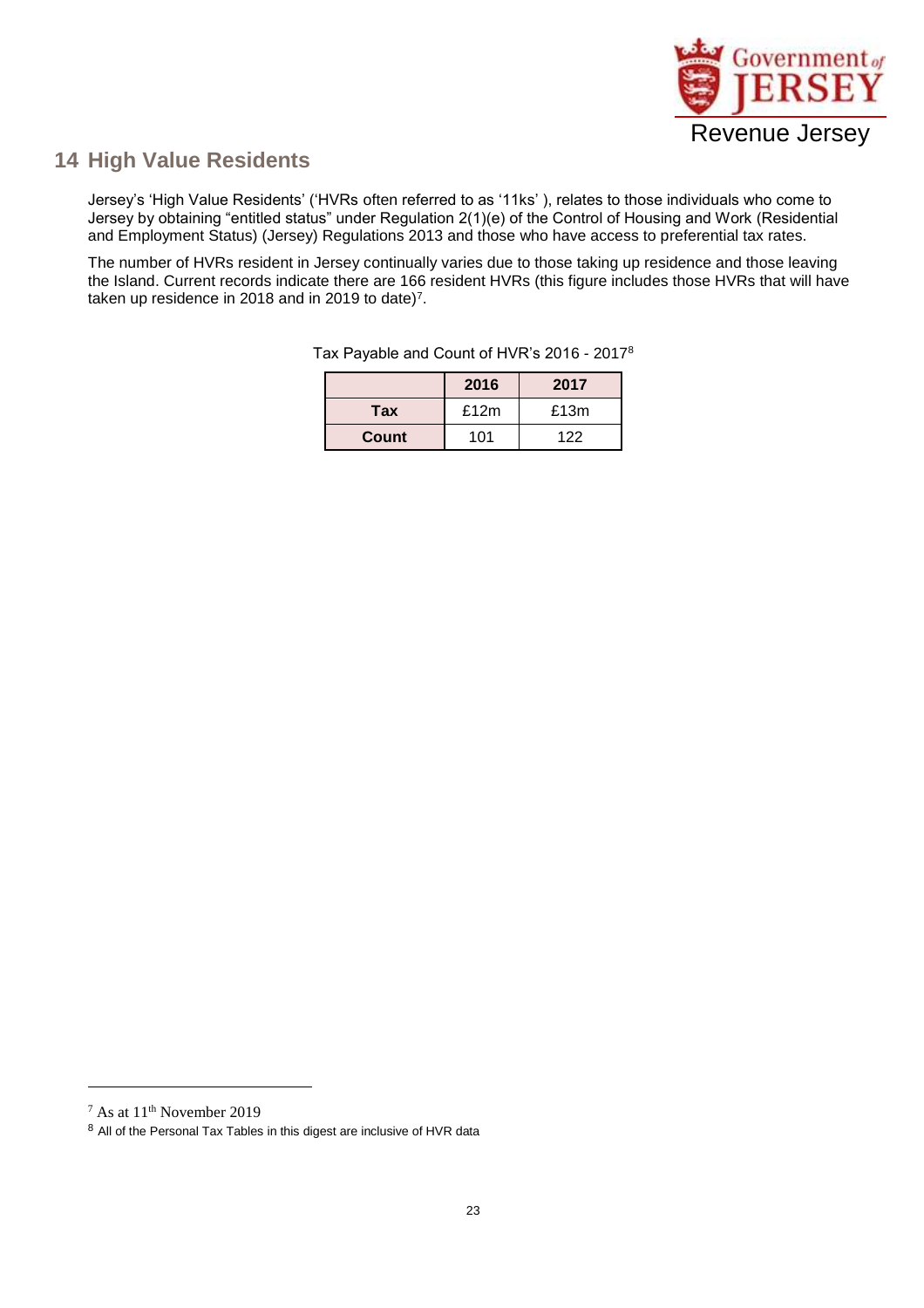## 14 High Value Residents

Jersey's 'High Value Residents' ('HVRs often referred to as '11ks' ), relates to those individuals who come to Jersey by obtaining "entitled status" under Regulation 2(1)(e) of the Control of Housing and Work (Residential and Employment Status) (Jersey) Regulations 2013 and those who have access to preferential tax rates.

The number of HVRs resident in Jersey continually varies due to those taking up residence and those leaving the Island. Current records indicate there are 166 resident HVRs (this figure includes those HVRs that will have taken up residence in 2018 and in 2019 to date)[7].

Tax Payable and Count of HVR's 2016 - 2017[8]

| | 2016 | 2017 |
|---|---|---|
| **Tax** | £12m | £13m |
| **Count** | 101 | 122 |

[7] As at 11th November 2019

[8] All of the Personal Tax Tables in this digest are inclusive of HVR data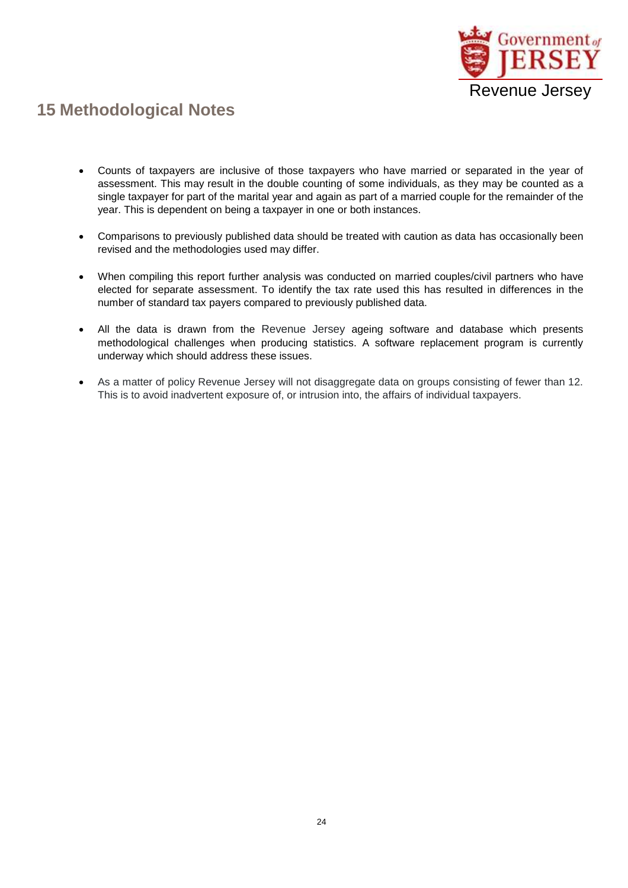# 15 Methodological Notes

- Counts of taxpayers are inclusive of those taxpayers who have married or separated in the year of assessment. This may result in the double counting of some individuals, as they may be counted as a single taxpayer for part of the marital year and again as part of a married couple for the remainder of the year. This is dependent on being a taxpayer in one or both instances.

- Comparisons to previously published data should be treated with caution as data has occasionally been revised and the methodologies used may differ.

- When compiling this report further analysis was conducted on married couples/civil partners who have elected for separate assessment. To identify the tax rate used this has resulted in differences in the number of standard tax payers compared to previously published data.

- All the data is drawn from the Revenue Jersey ageing software and database which presents methodological challenges when producing statistics. A software replacement program is currently underway which should address these issues.

- As a matter of policy Revenue Jersey will not disaggregate data on groups consisting of fewer than 12. This is to avoid inadvertent exposure of, or intrusion into, the affairs of individual taxpayers.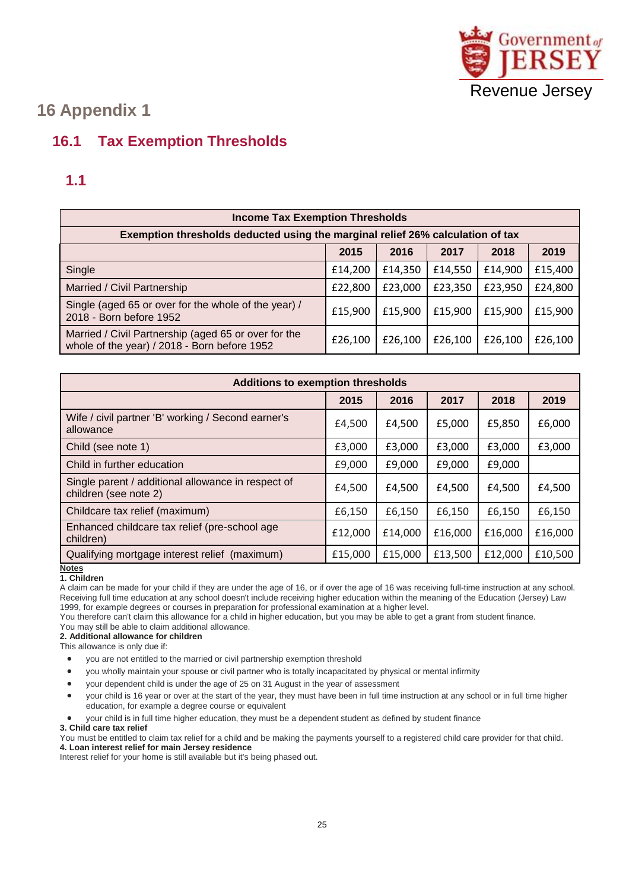# 16 Appendix 1

## 16.1 Tax Exemption Thresholds

### 1.1

| Income Tax Exemption Thresholds | | | | | |
|---|---|---|---|---|---|
| Exemption thresholds deducted using the marginal relief 26% calculation of tax | | | | | |
| | 2015 | 2016 | 2017 | 2018 | 2019 |
| Single | £14,200 | £14,350 | £14,550 | £14,900 | £15,400 |
| Married / Civil Partnership | £22,800 | £23,000 | £23,350 | £23,950 | £24,800 |
| Single (aged 65 or over for the whole of the year) / 2018 - Born before 1952 | £15,900 | £15,900 | £15,900 | £15,900 | £15,900 |
| Married / Civil Partnership (aged 65 or over for the whole of the year) / 2018 - Born before 1952 | £26,100 | £26,100 | £26,100 | £26,100 | £26,100 |

| Additions to exemption thresholds | | | | | |
|---|---|---|---|---|---|
| | 2015 | 2016 | 2017 | 2018 | 2019 |
| Wife / civil partner 'B' working / Second earner's allowance | £4,500 | £4,500 | £5,000 | £5,850 | £6,000 |
| Child (see note 1) | £3,000 | £3,000 | £3,000 | £3,000 | £3,000 |
| Child in further education | £9,000 | £9,000 | £9,000 | £9,000 | |
| Single parent / additional allowance in respect of children (see note 2) | £4,500 | £4,500 | £4,500 | £4,500 | £4,500 |
| Childcare tax relief (maximum) | £6,150 | £6,150 | £6,150 | £6,150 | £6,150 |
| Enhanced childcare tax relief (pre-school age children) | £12,000 | £14,000 | £16,000 | £16,000 | £16,000 |
| Qualifying mortgage interest relief (maximum) | £15,000 | £15,000 | £13,500 | £12,000 | £10,500 |

**Notes**

**1. Children**

A claim can be made for your child if they are under the age of 16, or if over the age of 16 was receiving full-time instruction at any school. Receiving full time education at any school doesn't include receiving higher education within the meaning of the Education (Jersey) Law 1999, for example degrees or courses in preparation for professional examination at a higher level.

You therefore can't claim this allowance for a child in higher education, but you may be able to get a grant from student finance.

You may still be able to claim additional allowance.

**2. Additional allowance for children**

This allowance is only due if:

- you are not entitled to the married or civil partnership exemption threshold
- you wholly maintain your spouse or civil partner who is totally incapacitated by physical or mental infirmity
- your dependent child is under the age of 25 on 31 August in the year of assessment
- your child is 16 year or over at the start of the year, they must have been in full time instruction at any school or in full time higher education, for example a degree course or equivalent
- your child is in full time higher education, they must be a dependent student as defined by student finance

**3. Child care tax relief**

You must be entitled to claim tax relief for a child and be making the payments yourself to a registered child care provider for that child.

**4. Loan interest relief for main Jersey residence**

Interest relief for your home is still available but it's being phased out.